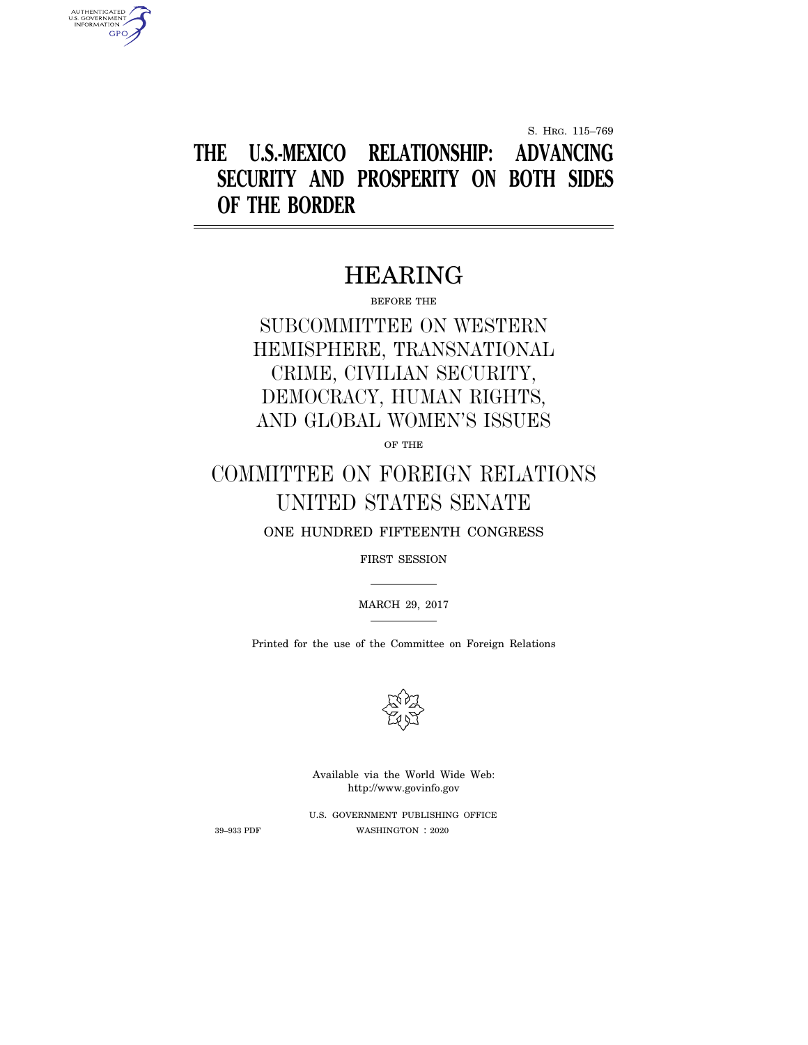S. HRG. 115–769

# THE U.S.-MEXICO RELATIONSHIP: ADVANCING SECURITY AND PROSPERITY ON BOTH SIDES OF THE BORDER

## HEARING

BEFORE THE

## SUBCOMMITTEE ON WESTERN HEMISPHERE, TRANSNATIONAL CRIME, CIVILIAN SECURITY, DEMOCRACY, HUMAN RIGHTS, AND GLOBAL WOMEN'S ISSUES

OF THE

## COMMITTEE ON FOREIGN RELATIONS UNITED STATES SENATE

ONE HUNDRED FIFTEENTH CONGRESS

FIRST SESSION

MARCH 29, 2017

Printed for the use of the Committee on Foreign Relations

Available via the World Wide Web: http://www.govinfo.gov

U.S. GOVERNMENT PUBLISHING OFFICE

39–933 PDF WASHINGTON : 2020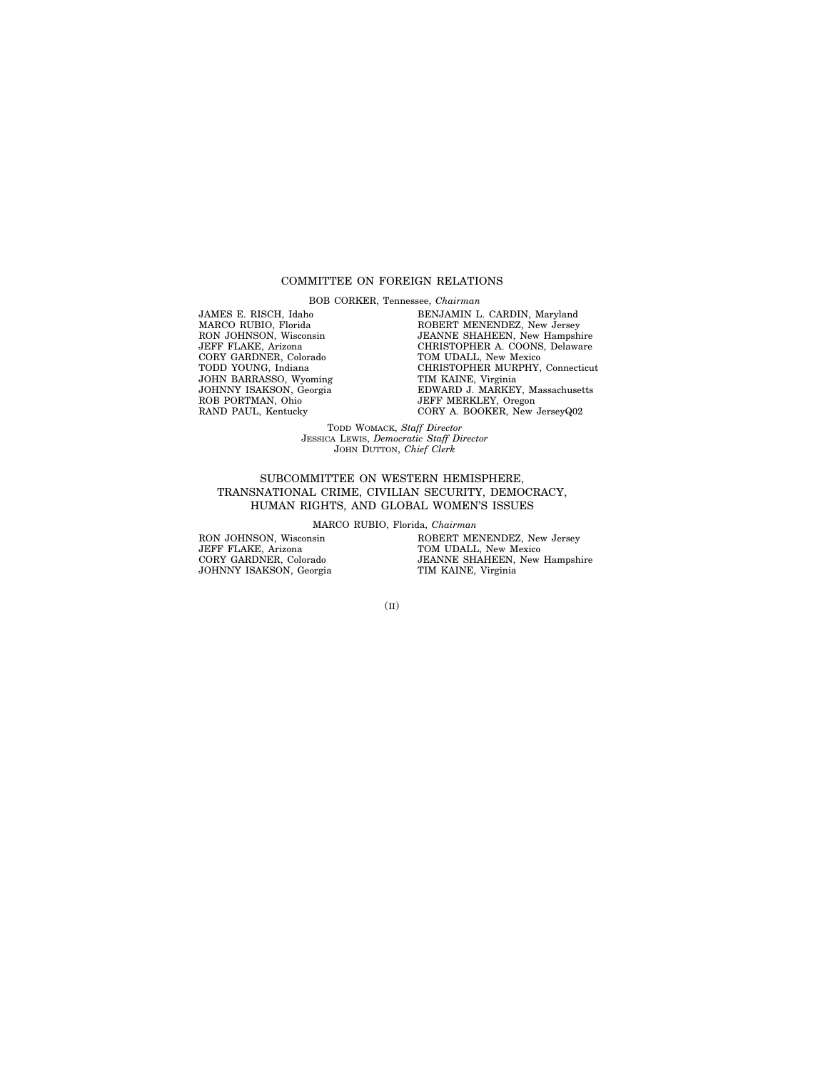## COMMITTEE ON FOREIGN RELATIONS

BOB CORKER, Tennessee, *Chairman*

JAMES E. RISCH, Idaho
MARCO RUBIO, Florida
RON JOHNSON, Wisconsin
JEFF FLAKE, Arizona
CORY GARDNER, Colorado
TODD YOUNG, Indiana
JOHN BARRASSO, Wyoming
JOHNNY ISAKSON, Georgia
ROB PORTMAN, Ohio
RAND PAUL, Kentucky

BENJAMIN L. CARDIN, Maryland
ROBERT MENENDEZ, New Jersey
JEANNE SHAHEEN, New Hampshire
CHRISTOPHER A. COONS, Delaware
TOM UDALL, New Mexico
CHRISTOPHER MURPHY, Connecticut
TIM KAINE, Virginia
EDWARD J. MARKEY, Massachusetts
JEFF MERKLEY, Oregon
CORY A. BOOKER, New JerseyQ02

TODD WOMACK, *Staff Director*
JESSICA LEWIS, *Democratic Staff Director*
JOHN DUTTON, *Chief Clerk*

## SUBCOMMITTEE ON WESTERN HEMISPHERE, TRANSNATIONAL CRIME, CIVILIAN SECURITY, DEMOCRACY, HUMAN RIGHTS, AND GLOBAL WOMEN'S ISSUES

MARCO RUBIO, Florida, *Chairman*

RON JOHNSON, Wisconsin
JEFF FLAKE, Arizona
CORY GARDNER, Colorado
JOHNNY ISAKSON, Georgia

ROBERT MENENDEZ, New Jersey
TOM UDALL, New Mexico
JEANNE SHAHEEN, New Hampshire
TIM KAINE, Virginia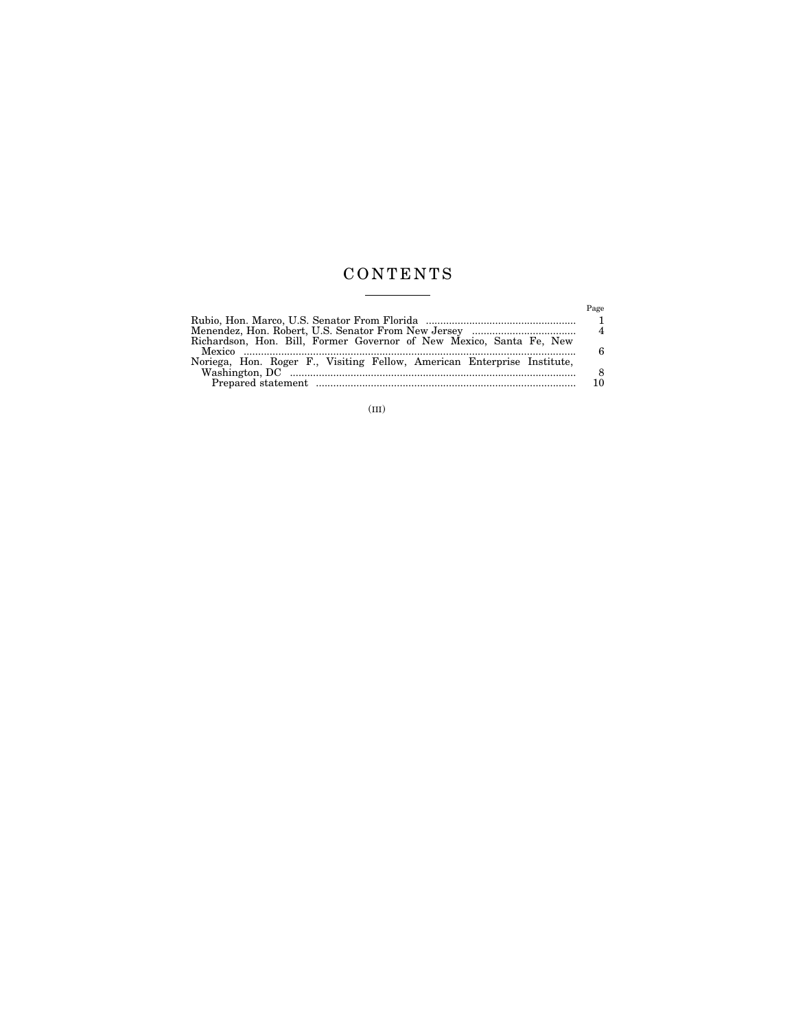# CONTENTS

| | Page |
|---|---|
| Rubio, Hon. Marco, U.S. Senator From Florida | 1 |
| Menendez, Hon. Robert, U.S. Senator From New Jersey | 4 |
| Richardson, Hon. Bill, Former Governor of New Mexico, Santa Fe, New Mexico | 6 |
| Noriega, Hon. Roger F., Visiting Fellow, American Enterprise Institute, Washington, DC | 8 |
| Prepared statement | 10 |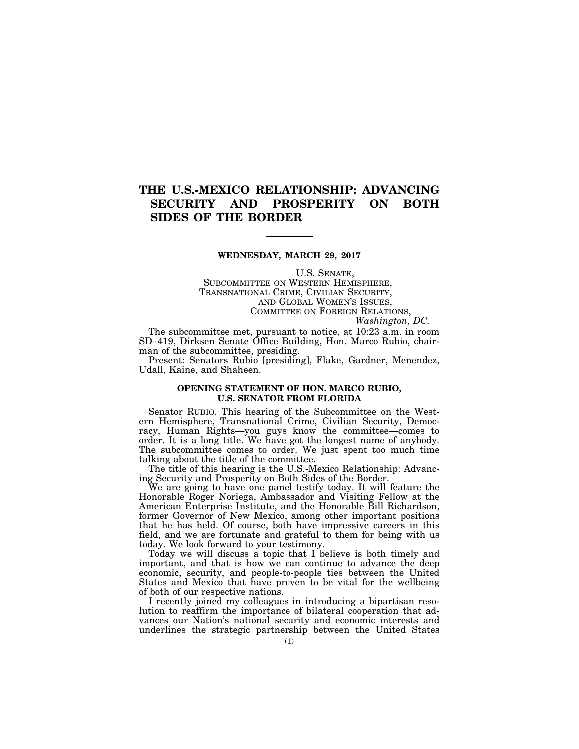# THE U.S.-MEXICO RELATIONSHIP: ADVANCING SECURITY AND PROSPERITY ON BOTH SIDES OF THE BORDER

---

**WEDNESDAY, MARCH 29, 2017**

U.S. SENATE,
SUBCOMMITTEE ON WESTERN HEMISPHERE,
TRANSNATIONAL CRIME, CIVILIAN SECURITY,
AND GLOBAL WOMEN'S ISSUES,
COMMITTEE ON FOREIGN RELATIONS,
*Washington, DC.*

The subcommittee met, pursuant to notice, at 10:23 a.m. in room SD–419, Dirksen Senate Office Building, Hon. Marco Rubio, chairman of the subcommittee, presiding.

Present: Senators Rubio [presiding], Flake, Gardner, Menendez, Udall, Kaine, and Shaheen.

### OPENING STATEMENT OF HON. MARCO RUBIO, U.S. SENATOR FROM FLORIDA

Senator RUBIO. This hearing of the Subcommittee on the Western Hemisphere, Transnational Crime, Civilian Security, Democracy, Human Rights—you guys know the committee—comes to order. It is a long title. We have got the longest name of anybody. The subcommittee comes to order. We just spent too much time talking about the title of the committee.

The title of this hearing is the U.S.-Mexico Relationship: Advancing Security and Prosperity on Both Sides of the Border.

We are going to have one panel testify today. It will feature the Honorable Roger Noriega, Ambassador and Visiting Fellow at the American Enterprise Institute, and the Honorable Bill Richardson, former Governor of New Mexico, among other important positions that he has held. Of course, both have impressive careers in this field, and we are fortunate and grateful to them for being with us today. We look forward to your testimony.

Today we will discuss a topic that I believe is both timely and important, and that is how we can continue to advance the deep economic, security, and people-to-people ties between the United States and Mexico that have proven to be vital for the wellbeing of both of our respective nations.

I recently joined my colleagues in introducing a bipartisan resolution to reaffirm the importance of bilateral cooperation that advances our Nation's national security and economic interests and underlines the strategic partnership between the United States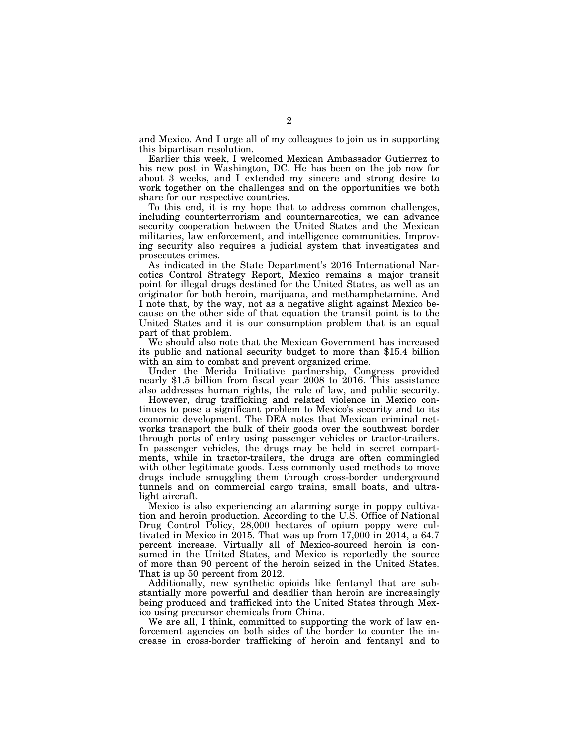and Mexico. And I urge all of my colleagues to join us in supporting this bipartisan resolution.

Earlier this week, I welcomed Mexican Ambassador Gutierrez to his new post in Washington, DC. He has been on the job now for about 3 weeks, and I extended my sincere and strong desire to work together on the challenges and on the opportunities we both share for our respective countries.

To this end, it is my hope that to address common challenges, including counterterrorism and counternarcotics, we can advance security cooperation between the United States and the Mexican militaries, law enforcement, and intelligence communities. Improving security also requires a judicial system that investigates and prosecutes crimes.

As indicated in the State Department's 2016 International Narcotics Control Strategy Report, Mexico remains a major transit point for illegal drugs destined for the United States, as well as an originator for both heroin, marijuana, and methamphetamine. And I note that, by the way, not as a negative slight against Mexico because on the other side of that equation the transit point is to the United States and it is our consumption problem that is an equal part of that problem.

We should also note that the Mexican Government has increased its public and national security budget to more than $15.4 billion with an aim to combat and prevent organized crime.

Under the Merida Initiative partnership, Congress provided nearly $1.5 billion from fiscal year 2008 to 2016. This assistance also addresses human rights, the rule of law, and public security.

However, drug trafficking and related violence in Mexico continues to pose a significant problem to Mexico's security and to its economic development. The DEA notes that Mexican criminal networks transport the bulk of their goods over the southwest border through ports of entry using passenger vehicles or tractor-trailers. In passenger vehicles, the drugs may be held in secret compartments, while in tractor-trailers, the drugs are often commingled with other legitimate goods. Less commonly used methods to move drugs include smuggling them through cross-border underground tunnels and on commercial cargo trains, small boats, and ultralight aircraft.

Mexico is also experiencing an alarming surge in poppy cultivation and heroin production. According to the U.S. Office of National Drug Control Policy, 28,000 hectares of opium poppy were cultivated in Mexico in 2015. That was up from 17,000 in 2014, a 64.7 percent increase. Virtually all of Mexico-sourced heroin is consumed in the United States, and Mexico is reportedly the source of more than 90 percent of the heroin seized in the United States. That is up 50 percent from 2012.

Additionally, new synthetic opioids like fentanyl that are substantially more powerful and deadlier than heroin are increasingly being produced and trafficked into the United States through Mexico using precursor chemicals from China.

We are all, I think, committed to supporting the work of law enforcement agencies on both sides of the border to counter the increase in cross-border trafficking of heroin and fentanyl and to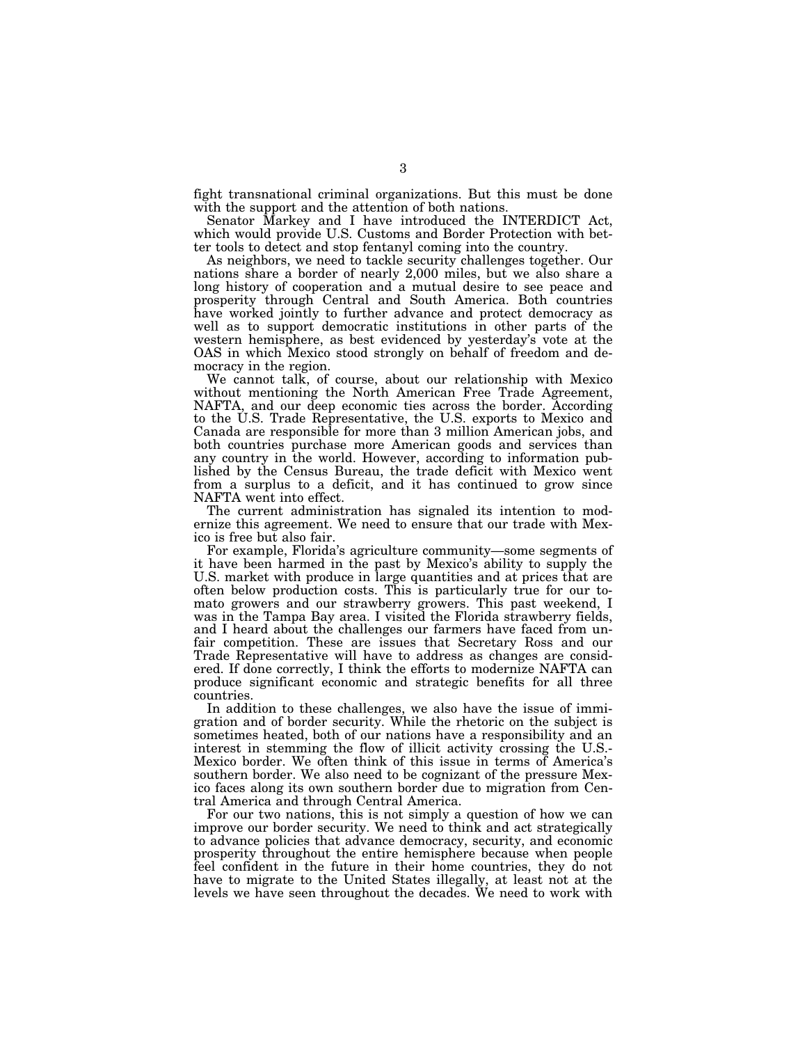fight transnational criminal organizations. But this must be done with the support and the attention of both nations.

Senator Markey and I have introduced the INTERDICT Act, which would provide U.S. Customs and Border Protection with better tools to detect and stop fentanyl coming into the country.

As neighbors, we need to tackle security challenges together. Our nations share a border of nearly 2,000 miles, but we also share a long history of cooperation and a mutual desire to see peace and prosperity through Central and South America. Both countries have worked jointly to further advance and protect democracy as well as to support democratic institutions in other parts of the western hemisphere, as best evidenced by yesterday's vote at the OAS in which Mexico stood strongly on behalf of freedom and democracy in the region.

We cannot talk, of course, about our relationship with Mexico without mentioning the North American Free Trade Agreement, NAFTA, and our deep economic ties across the border. According to the U.S. Trade Representative, the U.S. exports to Mexico and Canada are responsible for more than 3 million American jobs, and both countries purchase more American goods and services than any country in the world. However, according to information published by the Census Bureau, the trade deficit with Mexico went from a surplus to a deficit, and it has continued to grow since NAFTA went into effect.

The current administration has signaled its intention to modernize this agreement. We need to ensure that our trade with Mexico is free but also fair.

For example, Florida's agriculture community—some segments of it have been harmed in the past by Mexico's ability to supply the U.S. market with produce in large quantities and at prices that are often below production costs. This is particularly true for our tomato growers and our strawberry growers. This past weekend, I was in the Tampa Bay area. I visited the Florida strawberry fields, and I heard about the challenges our farmers have faced from unfair competition. These are issues that Secretary Ross and our Trade Representative will have to address as changes are considered. If done correctly, I think the efforts to modernize NAFTA can produce significant economic and strategic benefits for all three countries.

In addition to these challenges, we also have the issue of immigration and of border security. While the rhetoric on the subject is sometimes heated, both of our nations have a responsibility and an interest in stemming the flow of illicit activity crossing the U.S.-Mexico border. We often think of this issue in terms of America's southern border. We also need to be cognizant of the pressure Mexico faces along its own southern border due to migration from Central America and through Central America.

For our two nations, this is not simply a question of how we can improve our border security. We need to think and act strategically to advance policies that advance democracy, security, and economic prosperity throughout the entire hemisphere because when people feel confident in the future in their home countries, they do not have to migrate to the United States illegally, at least not at the levels we have seen throughout the decades. We need to work with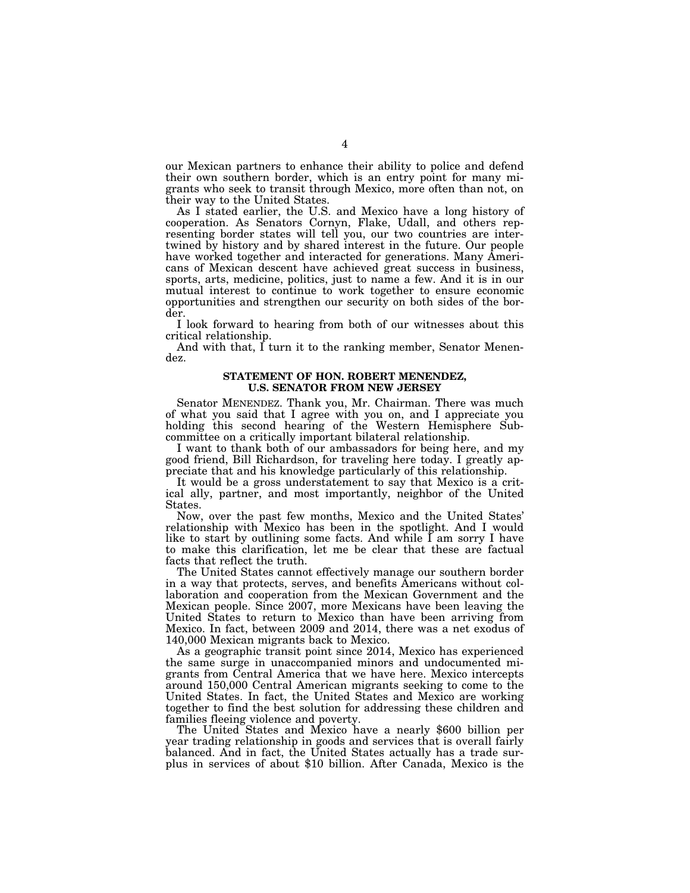our Mexican partners to enhance their ability to police and defend their own southern border, which is an entry point for many migrants who seek to transit through Mexico, more often than not, on their way to the United States.

As I stated earlier, the U.S. and Mexico have a long history of cooperation. As Senators Cornyn, Flake, Udall, and others representing border states will tell you, our two countries are intertwined by history and by shared interest in the future. Our people have worked together and interacted for generations. Many Americans of Mexican descent have achieved great success in business, sports, arts, medicine, politics, just to name a few. And it is in our mutual interest to continue to work together to ensure economic opportunities and strengthen our security on both sides of the border.

I look forward to hearing from both of our witnesses about this critical relationship.

And with that, I turn it to the ranking member, Senator Menendez.

### STATEMENT OF HON. ROBERT MENENDEZ, U.S. SENATOR FROM NEW JERSEY

Senator MENENDEZ. Thank you, Mr. Chairman. There was much of what you said that I agree with you on, and I appreciate you holding this second hearing of the Western Hemisphere Subcommittee on a critically important bilateral relationship.

I want to thank both of our ambassadors for being here, and my good friend, Bill Richardson, for traveling here today. I greatly appreciate that and his knowledge particularly of this relationship.

It would be a gross understatement to say that Mexico is a critical ally, partner, and most importantly, neighbor of the United States.

Now, over the past few months, Mexico and the United States' relationship with Mexico has been in the spotlight. And I would like to start by outlining some facts. And while I am sorry I have to make this clarification, let me be clear that these are factual facts that reflect the truth.

The United States cannot effectively manage our southern border in a way that protects, serves, and benefits Americans without collaboration and cooperation from the Mexican Government and the Mexican people. Since 2007, more Mexicans have been leaving the United States to return to Mexico than have been arriving from Mexico. In fact, between 2009 and 2014, there was a net exodus of 140,000 Mexican migrants back to Mexico.

As a geographic transit point since 2014, Mexico has experienced the same surge in unaccompanied minors and undocumented migrants from Central America that we have here. Mexico intercepts around 150,000 Central American migrants seeking to come to the United States. In fact, the United States and Mexico are working together to find the best solution for addressing these children and families fleeing violence and poverty.

The United States and Mexico have a nearly $600 billion per year trading relationship in goods and services that is overall fairly balanced. And in fact, the United States actually has a trade surplus in services of about $10 billion. After Canada, Mexico is the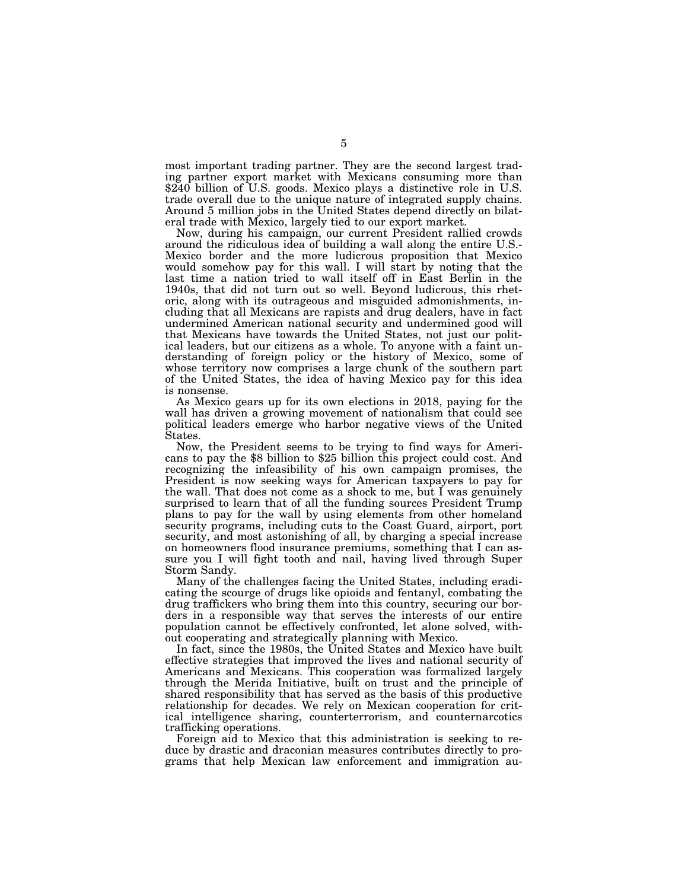most important trading partner. They are the second largest trading partner export market with Mexicans consuming more than $240 billion of U.S. goods. Mexico plays a distinctive role in U.S. trade overall due to the unique nature of integrated supply chains. Around 5 million jobs in the United States depend directly on bilateral trade with Mexico, largely tied to our export market.

Now, during his campaign, our current President rallied crowds around the ridiculous idea of building a wall along the entire U.S.-Mexico border and the more ludicrous proposition that Mexico would somehow pay for this wall. I will start by noting that the last time a nation tried to wall itself off in East Berlin in the 1940s, that did not turn out so well. Beyond ludicrous, this rhetoric, along with its outrageous and misguided admonishments, including that all Mexicans are rapists and drug dealers, have in fact undermined American national security and undermined good will that Mexicans have towards the United States, not just our political leaders, but our citizens as a whole. To anyone with a faint understanding of foreign policy or the history of Mexico, some of whose territory now comprises a large chunk of the southern part of the United States, the idea of having Mexico pay for this idea is nonsense.

As Mexico gears up for its own elections in 2018, paying for the wall has driven a growing movement of nationalism that could see political leaders emerge who harbor negative views of the United States.

Now, the President seems to be trying to find ways for Americans to pay the $8 billion to $25 billion this project could cost. And recognizing the infeasibility of his own campaign promises, the President is now seeking ways for American taxpayers to pay for the wall. That does not come as a shock to me, but I was genuinely surprised to learn that of all the funding sources President Trump plans to pay for the wall by using elements from other homeland security programs, including cuts to the Coast Guard, airport, port security, and most astonishing of all, by charging a special increase on homeowners flood insurance premiums, something that I can assure you I will fight tooth and nail, having lived through Super Storm Sandy.

Many of the challenges facing the United States, including eradicating the scourge of drugs like opioids and fentanyl, combating the drug traffickers who bring them into this country, securing our borders in a responsible way that serves the interests of our entire population cannot be effectively confronted, let alone solved, without cooperating and strategically planning with Mexico.

In fact, since the 1980s, the United States and Mexico have built effective strategies that improved the lives and national security of Americans and Mexicans. This cooperation was formalized largely through the Merida Initiative, built on trust and the principle of shared responsibility that has served as the basis of this productive relationship for decades. We rely on Mexican cooperation for critical intelligence sharing, counterterrorism, and counternarcotics trafficking operations.

Foreign aid to Mexico that this administration is seeking to reduce by drastic and draconian measures contributes directly to programs that help Mexican law enforcement and immigration au-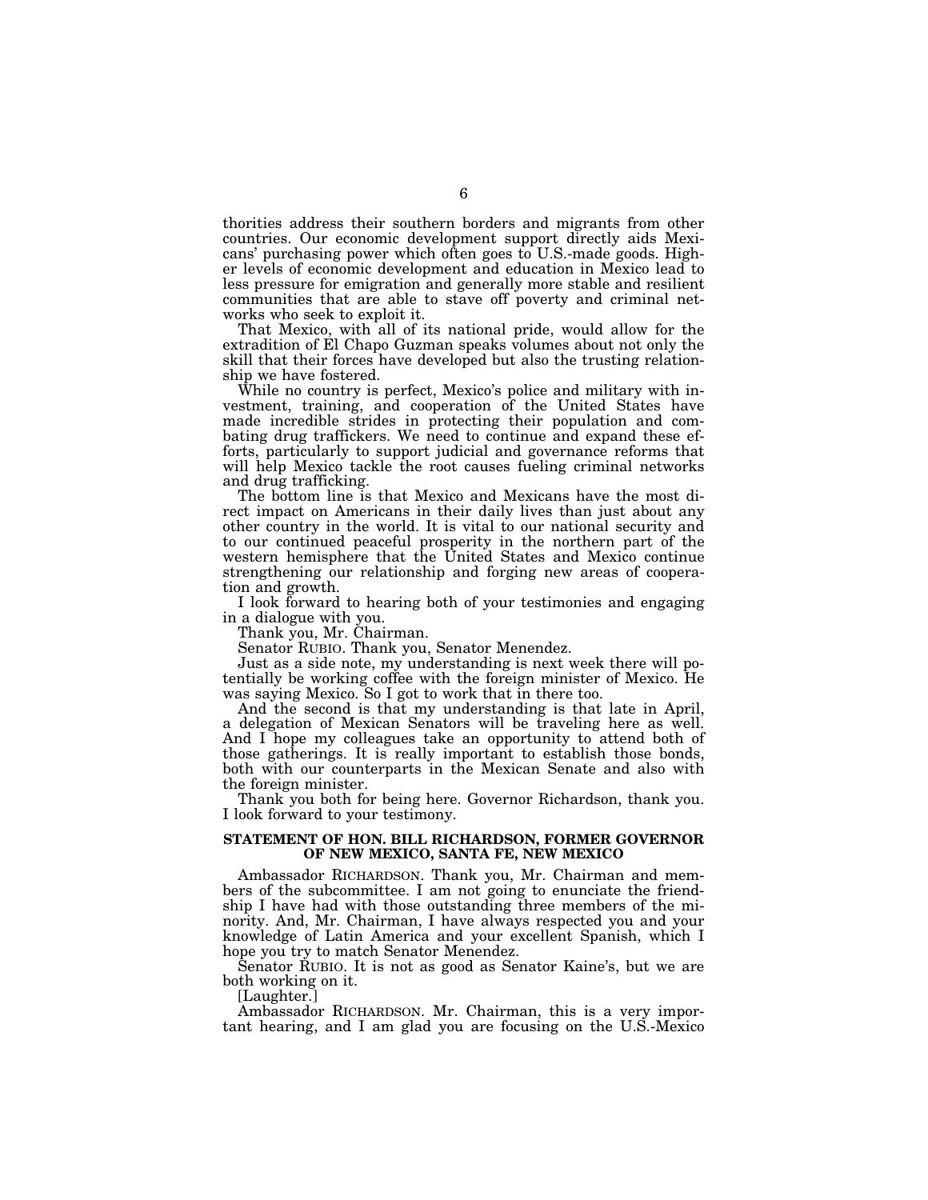thorities address their southern borders and migrants from other countries. Our economic development support directly aids Mexicans' purchasing power which often goes to U.S.-made goods. Higher levels of economic development and education in Mexico lead to less pressure for emigration and generally more stable and resilient communities that are able to stave off poverty and criminal networks who seek to exploit it.

That Mexico, with all of its national pride, would allow for the extradition of El Chapo Guzman speaks volumes about not only the skill that their forces have developed but also the trusting relationship we have fostered.

While no country is perfect, Mexico's police and military with investment, training, and cooperation of the United States have made incredible strides in protecting their population and combating drug traffickers. We need to continue and expand these efforts, particularly to support judicial and governance reforms that will help Mexico tackle the root causes fueling criminal networks and drug trafficking.

The bottom line is that Mexico and Mexicans have the most direct impact on Americans in their daily lives than just about any other country in the world. It is vital to our national security and to our continued peaceful prosperity in the northern part of the western hemisphere that the United States and Mexico continue strengthening our relationship and forging new areas of cooperation and growth.

I look forward to hearing both of your testimonies and engaging in a dialogue with you.

Thank you, Mr. Chairman.

Senator RUBIO. Thank you, Senator Menendez.

Just as a side note, my understanding is next week there will potentially be working coffee with the foreign minister of Mexico. He was saying Mexico. So I got to work that in there too.

And the second is that my understanding is that late in April, a delegation of Mexican Senators will be traveling here as well. And I hope my colleagues take an opportunity to attend both of those gatherings. It is really important to establish those bonds, both with our counterparts in the Mexican Senate and also with the foreign minister.

Thank you both for being here. Governor Richardson, thank you. I look forward to your testimony.

## STATEMENT OF HON. BILL RICHARDSON, FORMER GOVERNOR OF NEW MEXICO, SANTA FE, NEW MEXICO

Ambassador RICHARDSON. Thank you, Mr. Chairman and members of the subcommittee. I am not going to enunciate the friendship I have had with those outstanding three members of the minority. And, Mr. Chairman, I have always respected you and your knowledge of Latin America and your excellent Spanish, which I hope you try to match Senator Menendez.

Senator RUBIO. It is not as good as Senator Kaine's, but we are both working on it.

[Laughter.]

Ambassador RICHARDSON. Mr. Chairman, this is a very important hearing, and I am glad you are focusing on the U.S.-Mexico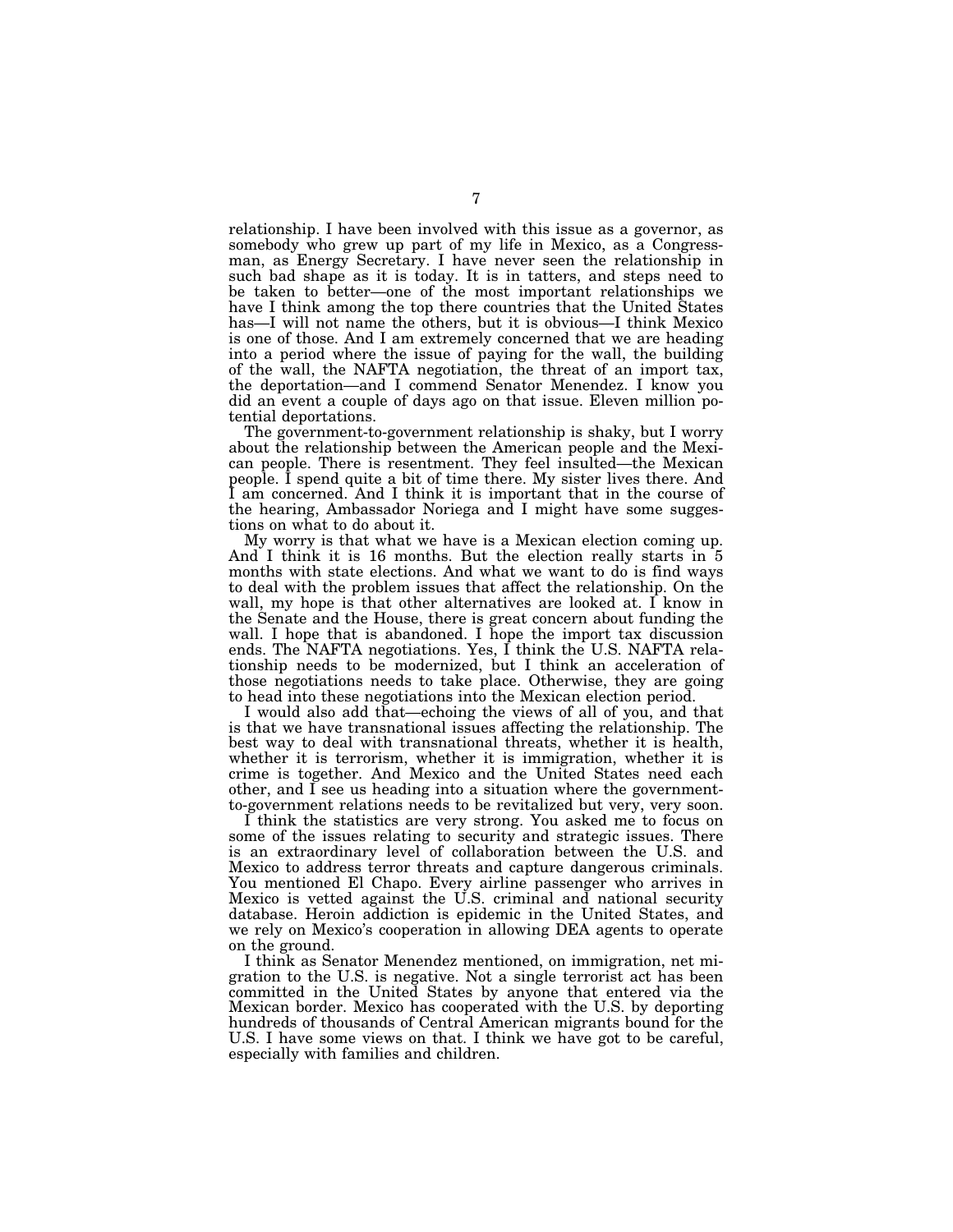relationship. I have been involved with this issue as a governor, as somebody who grew up part of my life in Mexico, as a Congressman, as Energy Secretary. I have never seen the relationship in such bad shape as it is today. It is in tatters, and steps need to be taken to better—one of the most important relationships we have I think among the top there countries that the United States has—I will not name the others, but it is obvious—I think Mexico is one of those. And I am extremely concerned that we are heading into a period where the issue of paying for the wall, the building of the wall, the NAFTA negotiation, the threat of an import tax, the deportation—and I commend Senator Menendez. I know you did an event a couple of days ago on that issue. Eleven million potential deportations.

The government-to-government relationship is shaky, but I worry about the relationship between the American people and the Mexican people. There is resentment. They feel insulted—the Mexican people. I spend quite a bit of time there. My sister lives there. And I am concerned. And I think it is important that in the course of the hearing, Ambassador Noriega and I might have some suggestions on what to do about it.

My worry is that what we have is a Mexican election coming up. And I think it is 16 months. But the election really starts in 5 months with state elections. And what we want to do is find ways to deal with the problem issues that affect the relationship. On the wall, my hope is that other alternatives are looked at. I know in the Senate and the House, there is great concern about funding the wall. I hope that is abandoned. I hope the import tax discussion ends. The NAFTA negotiations. Yes, I think the U.S. NAFTA relationship needs to be modernized, but I think an acceleration of those negotiations needs to take place. Otherwise, they are going to head into these negotiations into the Mexican election period.

I would also add that—echoing the views of all of you, and that is that we have transnational issues affecting the relationship. The best way to deal with transnational threats, whether it is health, whether it is terrorism, whether it is immigration, whether it is crime is together. And Mexico and the United States need each other, and I see us heading into a situation where the government-to-government relations needs to be revitalized but very, very soon.

I think the statistics are very strong. You asked me to focus on some of the issues relating to security and strategic issues. There is an extraordinary level of collaboration between the U.S. and Mexico to address terror threats and capture dangerous criminals. You mentioned El Chapo. Every airline passenger who arrives in Mexico is vetted against the U.S. criminal and national security database. Heroin addiction is epidemic in the United States, and we rely on Mexico's cooperation in allowing DEA agents to operate on the ground.

I think as Senator Menendez mentioned, on immigration, net migration to the U.S. is negative. Not a single terrorist act has been committed in the United States by anyone that entered via the Mexican border. Mexico has cooperated with the U.S. by deporting hundreds of thousands of Central American migrants bound for the U.S. I have some views on that. I think we have got to be careful, especially with families and children.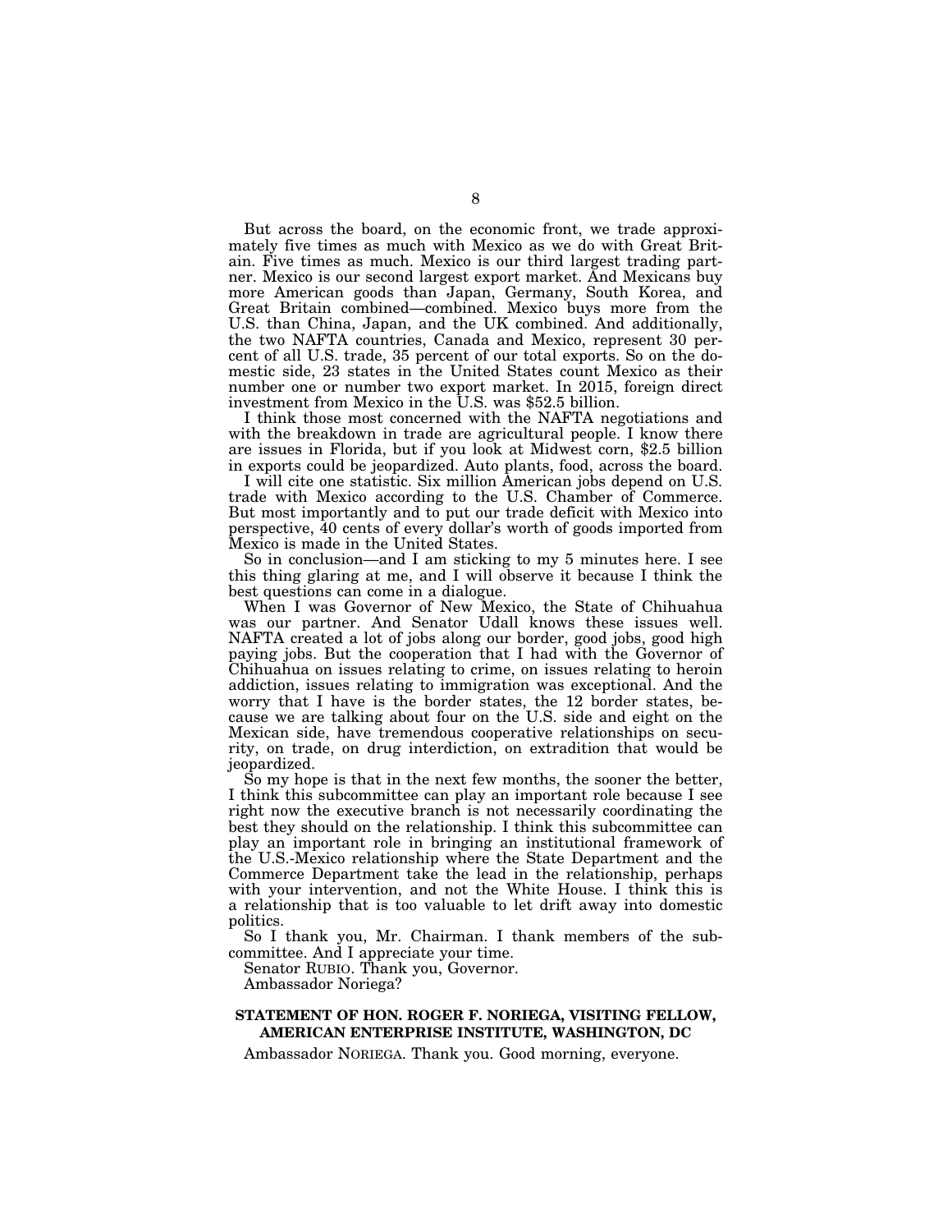But across the board, on the economic front, we trade approximately five times as much with Mexico as we do with Great Britain. Five times as much. Mexico is our third largest trading partner. Mexico is our second largest export market. And Mexicans buy more American goods than Japan, Germany, South Korea, and Great Britain combined—combined. Mexico buys more from the U.S. than China, Japan, and the UK combined. And additionally, the two NAFTA countries, Canada and Mexico, represent 30 percent of all U.S. trade, 35 percent of our total exports. So on the domestic side, 23 states in the United States count Mexico as their number one or number two export market. In 2015, foreign direct investment from Mexico in the U.S. was $52.5 billion.

I think those most concerned with the NAFTA negotiations and with the breakdown in trade are agricultural people. I know there are issues in Florida, but if you look at Midwest corn, $2.5 billion in exports could be jeopardized. Auto plants, food, across the board.

I will cite one statistic. Six million American jobs depend on U.S. trade with Mexico according to the U.S. Chamber of Commerce. But most importantly and to put our trade deficit with Mexico into perspective, 40 cents of every dollar's worth of goods imported from Mexico is made in the United States.

So in conclusion—and I am sticking to my 5 minutes here. I see this thing glaring at me, and I will observe it because I think the best questions can come in a dialogue.

When I was Governor of New Mexico, the State of Chihuahua was our partner. And Senator Udall knows these issues well. NAFTA created a lot of jobs along our border, good jobs, good high paying jobs. But the cooperation that I had with the Governor of Chihuahua on issues relating to crime, on issues relating to heroin addiction, issues relating to immigration was exceptional. And the worry that I have is the border states, the 12 border states, because we are talking about four on the U.S. side and eight on the Mexican side, have tremendous cooperative relationships on security, on trade, on drug interdiction, on extradition that would be jeopardized.

So my hope is that in the next few months, the sooner the better, I think this subcommittee can play an important role because I see right now the executive branch is not necessarily coordinating the best they should on the relationship. I think this subcommittee can play an important role in bringing an institutional framework of the U.S.-Mexico relationship where the State Department and the Commerce Department take the lead in the relationship, perhaps with your intervention, and not the White House. I think this is a relationship that is too valuable to let drift away into domestic politics.

So I thank you, Mr. Chairman. I thank members of the subcommittee. And I appreciate your time.

Senator RUBIO. Thank you, Governor.

Ambassador Noriega?

**STATEMENT OF HON. ROGER F. NORIEGA, VISITING FELLOW, AMERICAN ENTERPRISE INSTITUTE, WASHINGTON, DC**

Ambassador NORIEGA. Thank you. Good morning, everyone.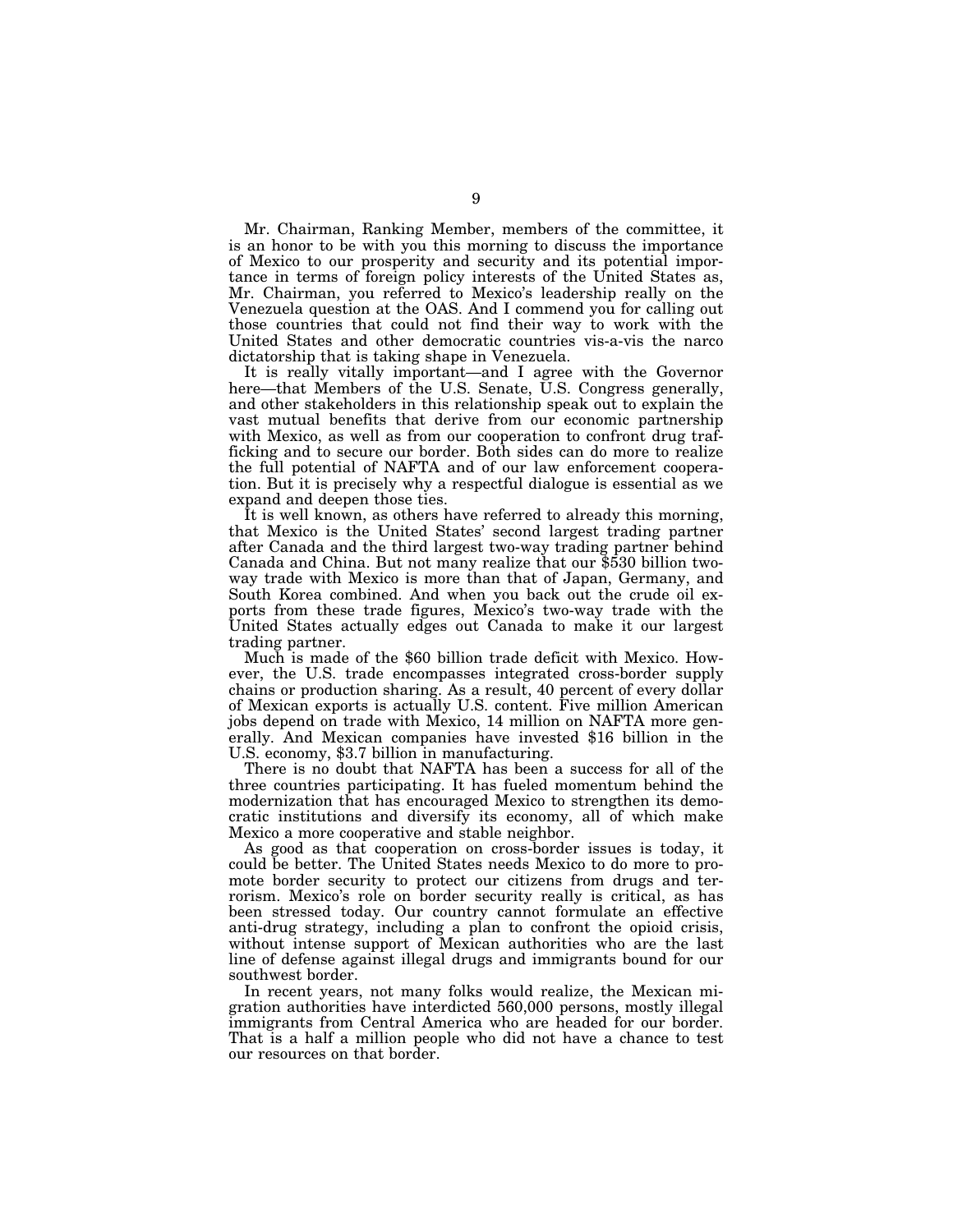Mr. Chairman, Ranking Member, members of the committee, it is an honor to be with you this morning to discuss the importance of Mexico to our prosperity and security and its potential importance in terms of foreign policy interests of the United States as, Mr. Chairman, you referred to Mexico's leadership really on the Venezuela question at the OAS. And I commend you for calling out those countries that could not find their way to work with the United States and other democratic countries vis-a-vis the narco dictatorship that is taking shape in Venezuela.

It is really vitally important—and I agree with the Governor here—that Members of the U.S. Senate, U.S. Congress generally, and other stakeholders in this relationship speak out to explain the vast mutual benefits that derive from our economic partnership with Mexico, as well as from our cooperation to confront drug trafficking and to secure our border. Both sides can do more to realize the full potential of NAFTA and of our law enforcement cooperation. But it is precisely why a respectful dialogue is essential as we expand and deepen those ties.

It is well known, as others have referred to already this morning, that Mexico is the United States' second largest trading partner after Canada and the third largest two-way trading partner behind Canada and China. But not many realize that our $530 billion two-way trade with Mexico is more than that of Japan, Germany, and South Korea combined. And when you back out the crude oil exports from these trade figures, Mexico's two-way trade with the United States actually edges out Canada to make it our largest trading partner.

Much is made of the $60 billion trade deficit with Mexico. However, the U.S. trade encompasses integrated cross-border supply chains or production sharing. As a result, 40 percent of every dollar of Mexican exports is actually U.S. content. Five million American jobs depend on trade with Mexico, 14 million on NAFTA more generally. And Mexican companies have invested $16 billion in the U.S. economy, $3.7 billion in manufacturing.

There is no doubt that NAFTA has been a success for all of the three countries participating. It has fueled momentum behind the modernization that has encouraged Mexico to strengthen its democratic institutions and diversify its economy, all of which make Mexico a more cooperative and stable neighbor.

As good as that cooperation on cross-border issues is today, it could be better. The United States needs Mexico to do more to promote border security to protect our citizens from drugs and terrorism. Mexico's role on border security really is critical, as has been stressed today. Our country cannot formulate an effective anti-drug strategy, including a plan to confront the opioid crisis, without intense support of Mexican authorities who are the last line of defense against illegal drugs and immigrants bound for our southwest border.

In recent years, not many folks would realize, the Mexican migration authorities have interdicted 560,000 persons, mostly illegal immigrants from Central America who are headed for our border. That is a half a million people who did not have a chance to test our resources on that border.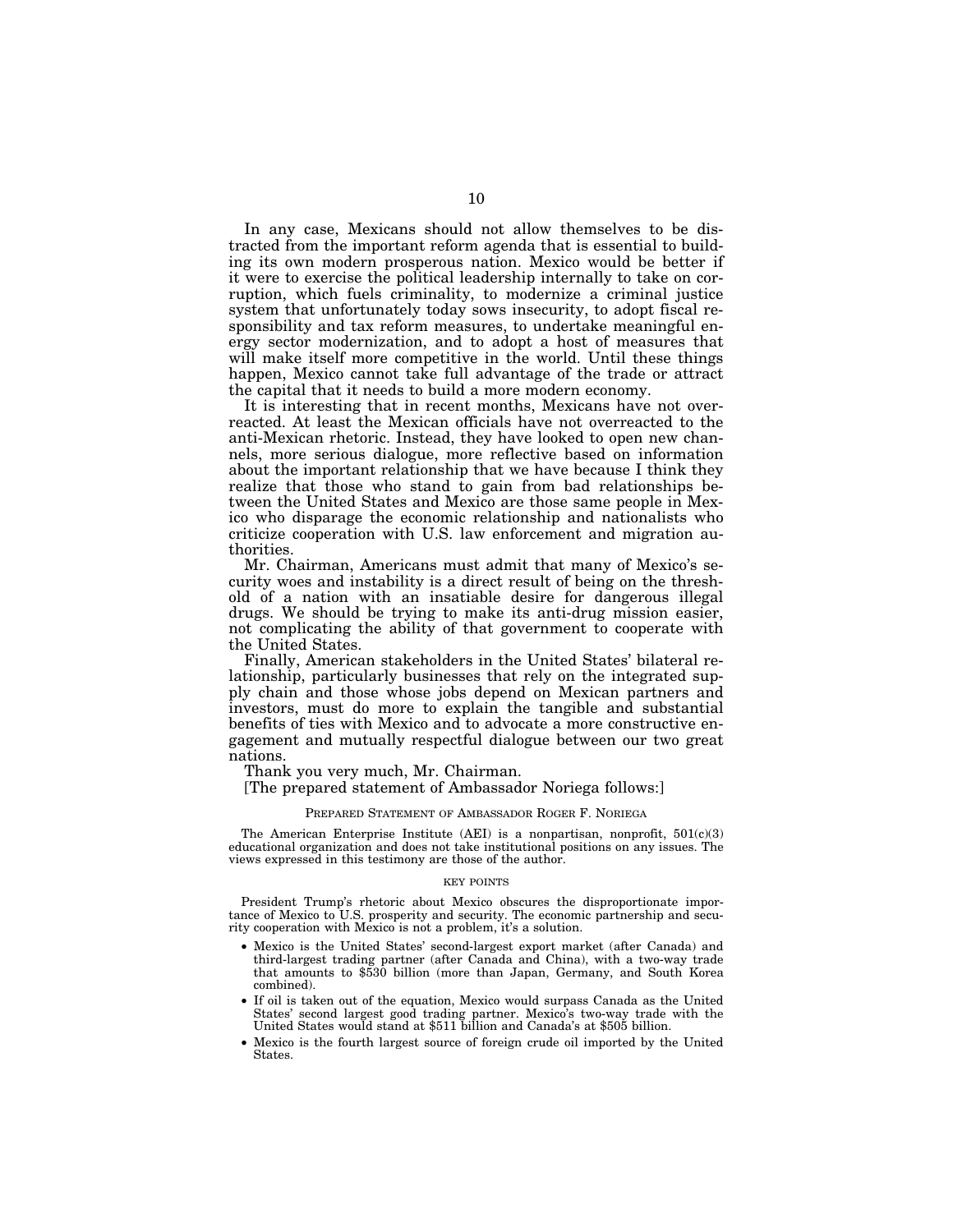In any case, Mexicans should not allow themselves to be distracted from the important reform agenda that is essential to building its own modern prosperous nation. Mexico would be better if it were to exercise the political leadership internally to take on corruption, which fuels criminality, to modernize a criminal justice system that unfortunately today sows insecurity, to adopt fiscal responsibility and tax reform measures, to undertake meaningful energy sector modernization, and to adopt a host of measures that will make itself more competitive in the world. Until these things happen, Mexico cannot take full advantage of the trade or attract the capital that it needs to build a more modern economy.

It is interesting that in recent months, Mexicans have not overreacted. At least the Mexican officials have not overreacted to the anti-Mexican rhetoric. Instead, they have looked to open new channels, more serious dialogue, more reflective based on information about the important relationship that we have because I think they realize that those who stand to gain from bad relationships between the United States and Mexico are those same people in Mexico who disparage the economic relationship and nationalists who criticize cooperation with U.S. law enforcement and migration authorities.

Mr. Chairman, Americans must admit that many of Mexico's security woes and instability is a direct result of being on the threshold of a nation with an insatiable desire for dangerous illegal drugs. We should be trying to make its anti-drug mission easier, not complicating the ability of that government to cooperate with the United States.

Finally, American stakeholders in the United States' bilateral relationship, particularly businesses that rely on the integrated supply chain and those whose jobs depend on Mexican partners and investors, must do more to explain the tangible and substantial benefits of ties with Mexico and to advocate a more constructive engagement and mutually respectful dialogue between our two great nations.

Thank you very much, Mr. Chairman.

[The prepared statement of Ambassador Noriega follows:]

PREPARED STATEMENT OF AMBASSADOR ROGER F. NORIEGA

The American Enterprise Institute (AEI) is a nonpartisan, nonprofit, 501(c)(3) educational organization and does not take institutional positions on any issues. The views expressed in this testimony are those of the author.

KEY POINTS

President Trump's rhetoric about Mexico obscures the disproportionate importance of Mexico to U.S. prosperity and security. The economic partnership and security cooperation with Mexico is not a problem, it's a solution.

- Mexico is the United States' second-largest export market (after Canada) and third-largest trading partner (after Canada and China), with a two-way trade that amounts to $530 billion (more than Japan, Germany, and South Korea combined).
- If oil is taken out of the equation, Mexico would surpass Canada as the United States' second largest good trading partner. Mexico's two-way trade with the United States would stand at $511 billion and Canada's at $505 billion.
- Mexico is the fourth largest source of foreign crude oil imported by the United States.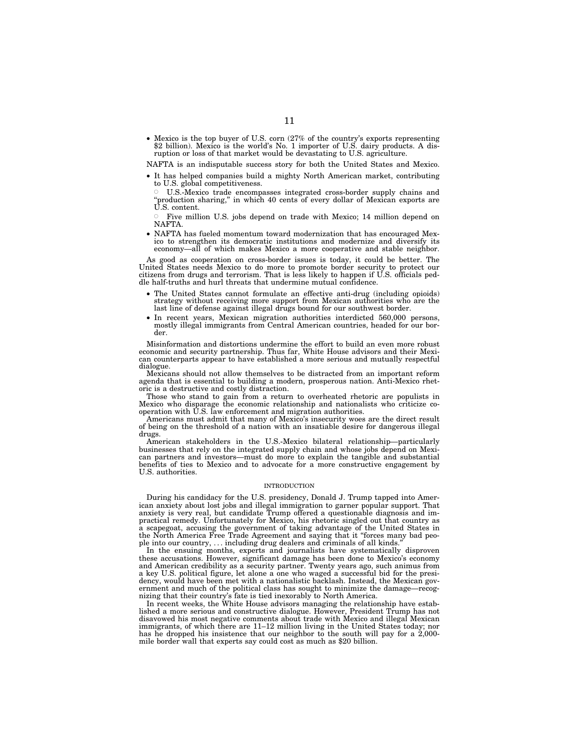- Mexico is the top buyer of U.S. corn (27% of the country's exports representing $2 billion). Mexico is the world's No. 1 importer of U.S. dairy products. A disruption or loss of that market would be devastating to U.S. agriculture.

NAFTA is an indisputable success story for both the United States and Mexico.

- It has helped companies build a mighty North American market, contributing to U.S. global competitiveness.
  - U.S.-Mexico trade encompasses integrated cross-border supply chains and "production sharing," in which 40 cents of every dollar of Mexican exports are U.S. content.
  - Five million U.S. jobs depend on trade with Mexico; 14 million depend on NAFTA.
- NAFTA has fueled momentum toward modernization that has encouraged Mexico to strengthen its democratic institutions and modernize and diversify its economy—all of which makes Mexico a more cooperative and stable neighbor.

As good as cooperation on cross-border issues is today, it could be better. The United States needs Mexico to do more to promote border security to protect our citizens from drugs and terrorism. That is less likely to happen if U.S. officials peddle half-truths and hurl threats that undermine mutual confidence.

- The United States cannot formulate an effective anti-drug (including opioids) strategy without receiving more support from Mexican authorities who are the last line of defense against illegal drugs bound for our southwest border.
- In recent years, Mexican migration authorities interdicted 560,000 persons, mostly illegal immigrants from Central American countries, headed for our border.

Misinformation and distortions undermine the effort to build an even more robust economic and security partnership. Thus far, White House advisors and their Mexican counterparts appear to have established a more serious and mutually respectful dialogue.

Mexicans should not allow themselves to be distracted from an important reform agenda that is essential to building a modern, prosperous nation. Anti-Mexico rhetoric is a destructive and costly distraction.

Those who stand to gain from a return to overheated rhetoric are populists in Mexico who disparage the economic relationship and nationalists who criticize cooperation with U.S. law enforcement and migration authorities.

Americans must admit that many of Mexico's insecurity woes are the direct result of being on the threshold of a nation with an insatiable desire for dangerous illegal drugs.

American stakeholders in the U.S.-Mexico bilateral relationship—particularly businesses that rely on the integrated supply chain and whose jobs depend on Mexican partners and investors—must do more to explain the tangible and substantial benefits of ties to Mexico and to advocate for a more constructive engagement by U.S. authorities.

## INTRODUCTION

During his candidacy for the U.S. presidency, Donald J. Trump tapped into American anxiety about lost jobs and illegal immigration to garner popular support. That anxiety is very real, but candidate Trump offered a questionable diagnosis and impractical remedy. Unfortunately for Mexico, his rhetoric singled out that country as a scapegoat, accusing the government of taking advantage of the United States in the North America Free Trade Agreement and saying that it "forces many bad people into our country, . . . including drug dealers and criminals of all kinds."

In the ensuing months, experts and journalists have systematically disproven these accusations. However, significant damage has been done to Mexico's economy and American credibility as a security partner. Twenty years ago, such animus from a key U.S. political figure, let alone a one who waged a successful bid for the presidency, would have been met with a nationalistic backlash. Instead, the Mexican government and much of the political class has sought to minimize the damage—recognizing that their country's fate is tied inexorably to North America.

In recent weeks, the White House advisors managing the relationship have established a more serious and constructive dialogue. However, President Trump has not disavowed his most negative comments about trade with Mexico and illegal Mexican immigrants, of which there are 11–12 million living in the United States today; nor has he dropped his insistence that our neighbor to the south will pay for a 2,000-mile border wall that experts say could cost as much as $20 billion.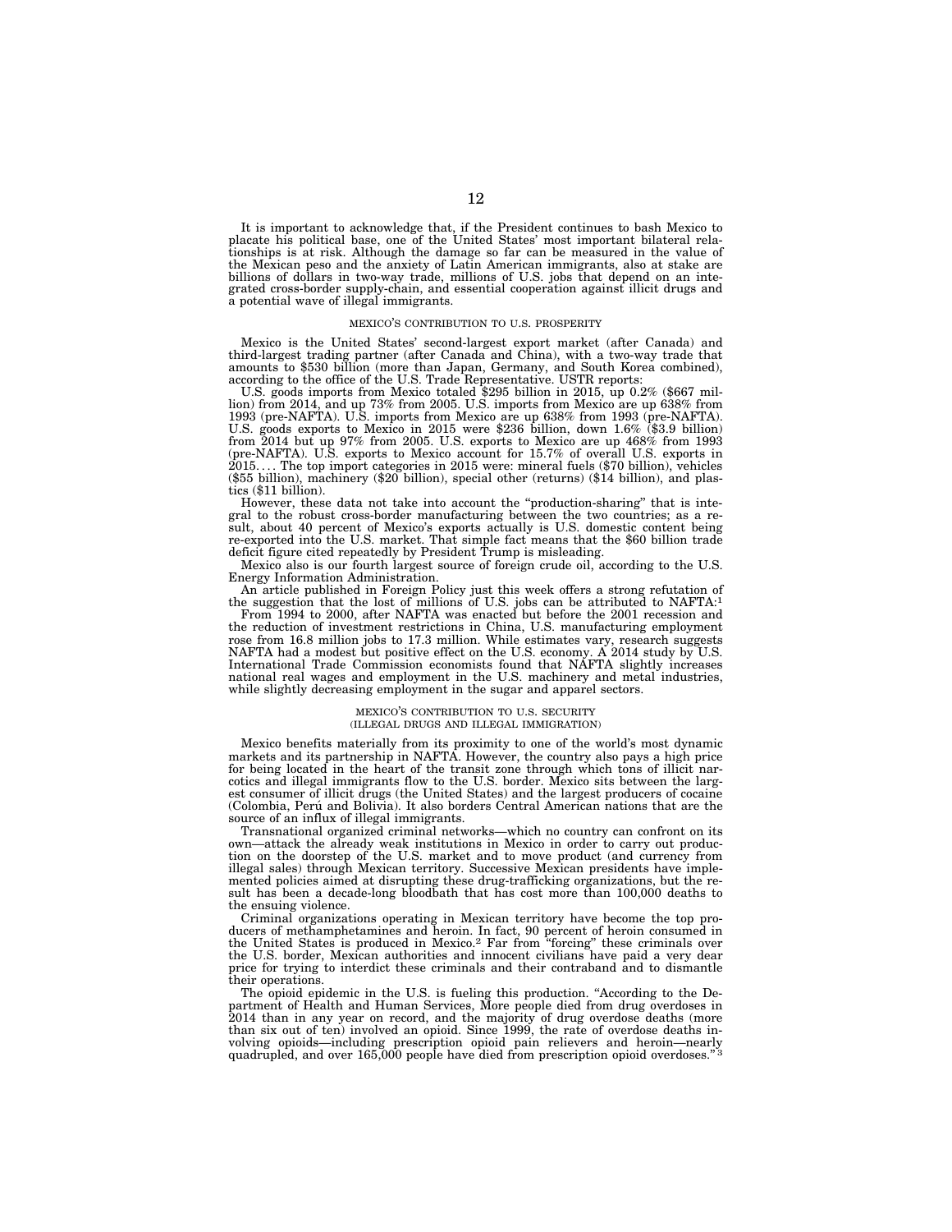It is important to acknowledge that, if the President continues to bash Mexico to placate his political base, one of the United States' most important bilateral relationships is at risk. Although the damage so far can be measured in the value of the Mexican peso and the anxiety of Latin American immigrants, also at stake are billions of dollars in two-way trade, millions of U.S. jobs that depend on an integrated cross-border supply-chain, and essential cooperation against illicit drugs and a potential wave of illegal immigrants.

## MEXICO'S CONTRIBUTION TO U.S. PROSPERITY

Mexico is the United States' second-largest export market (after Canada) and third-largest trading partner (after Canada and China), with a two-way trade that amounts to $530 billion (more than Japan, Germany, and South Korea combined), according to the office of the U.S. Trade Representative. USTR reports:

U.S. goods imports from Mexico totaled $295 billion in 2015, up 0.2% ($667 million) from 2014, and up 73% from 2005. U.S. imports from Mexico are up 638% from 1993 (pre-NAFTA). U.S. imports from Mexico are up 638% from 1993 (pre-NAFTA). U.S. goods exports to Mexico in 2015 were $236 billion, down 1.6% ($3.9 billion) from 2014 but up 97% from 2005. U.S. exports to Mexico are up 468% from 1993 (pre-NAFTA). U.S. exports to Mexico account for 15.7% of overall U.S. exports in 2015. . . . The top import categories in 2015 were: mineral fuels ($70 billion), vehicles ($55 billion), machinery ($20 billion), special other (returns) ($14 billion), and plastics ($11 billion).

However, these data not take into account the "production-sharing" that is integral to the robust cross-border manufacturing between the two countries; as a result, about 40 percent of Mexico's exports actually is U.S. domestic content being re-exported into the U.S. market. That simple fact means that the $60 billion trade deficit figure cited repeatedly by President Trump is misleading.

Mexico also is our fourth largest source of foreign crude oil, according to the U.S. Energy Information Administration.

An article published in Foreign Policy just this week offers a strong refutation of the suggestion that the lost of millions of U.S. jobs can be attributed to NAFTA:[1]

From 1994 to 2000, after NAFTA was enacted but before the 2001 recession and the reduction of investment restrictions in China, U.S. manufacturing employment rose from 16.8 million jobs to 17.3 million. While estimates vary, research suggests NAFTA had a modest but positive effect on the U.S. economy. A 2014 study by U.S. International Trade Commission economists found that NAFTA slightly increases national real wages and employment in the U.S. machinery and metal industries, while slightly decreasing employment in the sugar and apparel sectors.

## MEXICO'S CONTRIBUTION TO U.S. SECURITY (ILLEGAL DRUGS AND ILLEGAL IMMIGRATION)

Mexico benefits materially from its proximity to one of the world's most dynamic markets and its partnership in NAFTA. However, the country also pays a high price for being located in the heart of the transit zone through which tons of illicit narcotics and illegal immigrants flow to the U.S. border. Mexico sits between the largest consumer of illicit drugs (the United States) and the largest producers of cocaine (Colombia, Perú and Bolivia). It also borders Central American nations that are the source of an influx of illegal immigrants.

Transnational organized criminal networks—which no country can confront on its own—attack the already weak institutions in Mexico in order to carry out production on the doorstep of the U.S. market and to move product (and currency from illegal sales) through Mexican territory. Successive Mexican presidents have implemented policies aimed at disrupting these drug-trafficking organizations, but the result has been a decade-long bloodbath that has cost more than 100,000 deaths to the ensuing violence.

Criminal organizations operating in Mexican territory have become the top producers of methamphetamines and heroin. In fact, 90 percent of heroin consumed in the United States is produced in Mexico.[2] Far from "forcing" these criminals over the U.S. border, Mexican authorities and innocent civilians have paid a very dear price for trying to interdict these criminals and their contraband and to dismantle their operations.

The opioid epidemic in the U.S. is fueling this production. "According to the Department of Health and Human Services, More people died from drug overdoses in 2014 than in any year on record, and the majority of drug overdose deaths (more than six out of ten) involved an opioid. Since 1999, the rate of overdose deaths involving opioids—including prescription opioid pain relievers and heroin—nearly quadrupled, and over 165,000 people have died from prescription opioid overdoses."[3]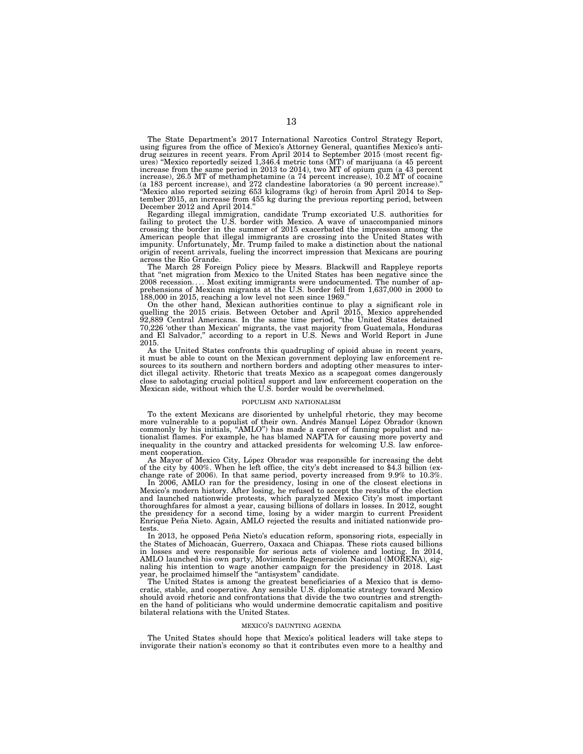The State Department's 2017 International Narcotics Control Strategy Report, using figures from the office of Mexico's Attorney General, quantifies Mexico's anti-drug seizures in recent years. From April 2014 to September 2015 (most recent figures) "Mexico reportedly seized 1,346.4 metric tons (MT) of marijuana (a 45 percent increase from the same period in 2013 to 2014), two MT of opium gum (a 43 percent increase), 26.5 MT of methamphetamine (a 74 percent increase), 10.2 MT of cocaine (a 183 percent increase), and 272 clandestine laboratories (a 90 percent increase)." "Mexico also reported seizing 653 kilograms (kg) of heroin from April 2014 to September 2015, an increase from 455 kg during the previous reporting period, between December 2012 and April 2014."

Regarding illegal immigration, candidate Trump excoriated U.S. authorities for failing to protect the U.S. border with Mexico. A wave of unaccompanied minors crossing the border in the summer of 2015 exacerbated the impression among the American people that illegal immigrants are crossing into the United States with impunity. Unfortunately, Mr. Trump failed to make a distinction about the national origin of recent arrivals, fueling the incorrect impression that Mexicans are pouring across the Rio Grande.

The March 28 Foreign Policy piece by Messrs. Blackwill and Rappleye reports that "net migration from Mexico to the United States has been negative since the 2008 recession. . . . Most exiting immigrants were undocumented. The number of apprehensions of Mexican migrants at the U.S. border fell from 1,637,000 in 2000 to 188,000 in 2015, reaching a low level not seen since 1969."

On the other hand, Mexican authorities continue to play a significant role in quelling the 2015 crisis. Between October and April 2015, Mexico apprehended 92,889 Central Americans. In the same time period, "the United States detained 70,226 'other than Mexican' migrants, the vast majority from Guatemala, Honduras and El Salvador," according to a report in U.S. News and World Report in June 2015.

As the United States confronts this quadrupling of opioid abuse in recent years, it must be able to count on the Mexican government deploying law enforcement resources to its southern and northern borders and adopting other measures to interdict illegal activity. Rhetoric that treats Mexico as a scapegoat comes dangerously close to sabotaging crucial political support and law enforcement cooperation on the Mexican side, without which the U.S. border would be overwhelmed.

## POPULISM AND NATIONALISM

To the extent Mexicans are disoriented by unhelpful rhetoric, they may become more vulnerable to a populist of their own. Andrés Manuel López Obrador (known commonly by his initials, "AMLO") has made a career of fanning populist and nationalist flames. For example, he has blamed NAFTA for causing more poverty and inequality in the country and attacked presidents for welcoming U.S. law enforcement cooperation.

As Mayor of Mexico City, López Obrador was responsible for increasing the debt of the city by 400%. When he left office, the city's debt increased to \$4.3 billion (exchange rate of 2006). In that same period, poverty increased from 9.9% to 10.3%.

In 2006, AMLO ran for the presidency, losing in one of the closest elections in Mexico's modern history. After losing, he refused to accept the results of the election and launched nationwide protests, which paralyzed Mexico City's most important thoroughfares for almost a year, causing billions of dollars in losses. In 2012, sought the presidency for a second time, losing by a wider margin to current President Enrique Peña Nieto. Again, AMLO rejected the results and initiated nationwide protests.

In 2013, he opposed Peña Nieto's education reform, sponsoring riots, especially in the States of Michoacán, Guerrero, Oaxaca and Chiapas. These riots caused billions in losses and were responsible for serious acts of violence and looting. In 2014, AMLO launched his own party, Movimiento Regeneración Nacional (MORENA), signaling his intention to wage another campaign for the presidency in 2018. Last year, he proclaimed himself the "antisystem" candidate.

The United States is among the greatest beneficiaries of a Mexico that is democratic, stable, and cooperative. Any sensible U.S. diplomatic strategy toward Mexico should avoid rhetoric and confrontations that divide the two countries and strengthen the hand of politicians who would undermine democratic capitalism and positive bilateral relations with the United States.

## MEXICO'S DAUNTING AGENDA

The United States should hope that Mexico's political leaders will take steps to invigorate their nation's economy so that it contributes even more to a healthy and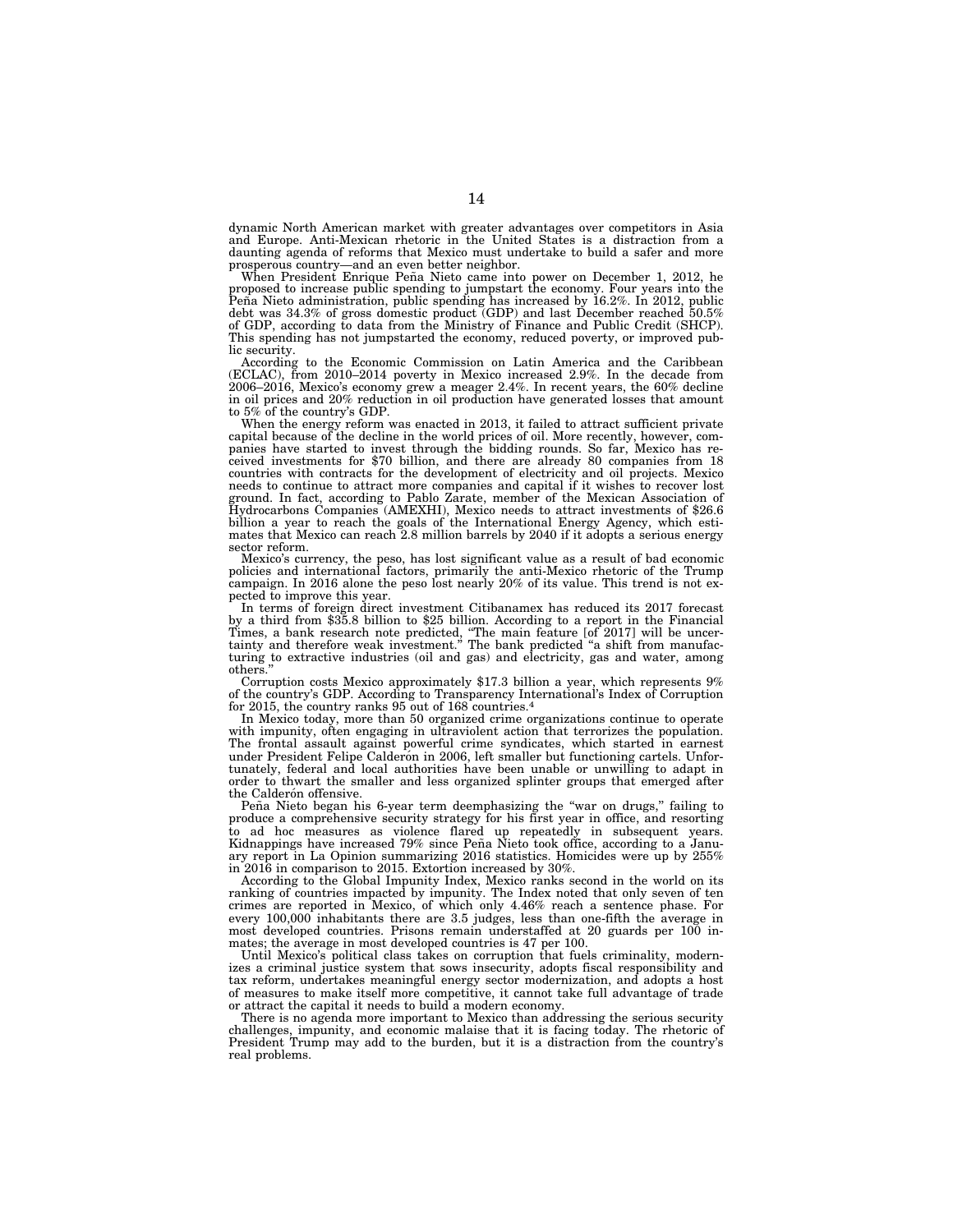dynamic North American market with greater advantages over competitors in Asia and Europe. Anti-Mexican rhetoric in the United States is a distraction from a daunting agenda of reforms that Mexico must undertake to build a safer and more prosperous country—and an even better neighbor.

When President Enrique Peña Nieto came into power on December 1, 2012, he proposed to increase public spending to jumpstart the economy. Four years into the Peña Nieto administration, public spending has increased by 16.2%. In 2012, public debt was 34.3% of gross domestic product (GDP) and last December reached 50.5% of GDP, according to data from the Ministry of Finance and Public Credit (SHCP). This spending has not jumpstarted the economy, reduced poverty, or improved public security.

According to the Economic Commission on Latin America and the Caribbean (ECLAC), from 2010–2014 poverty in Mexico increased 2.9%. In the decade from 2006–2016, Mexico's economy grew a meager 2.4%. In recent years, the 60% decline in oil prices and 20% reduction in oil production have generated losses that amount to 5% of the country's GDP.

When the energy reform was enacted in 2013, it failed to attract sufficient private capital because of the decline in the world prices of oil. More recently, however, companies have started to invest through the bidding rounds. So far, Mexico has received investments for $70 billion, and there are already 80 companies from 18 countries with contracts for the development of electricity and oil projects. Mexico needs to continue to attract more companies and capital if it wishes to recover lost ground. In fact, according to Pablo Zarate, member of the Mexican Association of Hydrocarbons Companies (AMEXHI), Mexico needs to attract investments of $26.6 billion a year to reach the goals of the International Energy Agency, which estimates that Mexico can reach 2.8 million barrels by 2040 if it adopts a serious energy sector reform.

Mexico's currency, the peso, has lost significant value as a result of bad economic policies and international factors, primarily the anti-Mexico rhetoric of the Trump campaign. In 2016 alone the peso lost nearly 20% of its value. This trend is not expected to improve this year.

In terms of foreign direct investment Citibanamex has reduced its 2017 forecast by a third from $35.8 billion to $25 billion. According to a report in the Financial Times, a bank research note predicted, "The main feature [of 2017] will be uncertainty and therefore weak investment." The bank predicted "a shift from manufacturing to extractive industries (oil and gas) and electricity, gas and water, among others."

Corruption costs Mexico approximately $17.3 billion a year, which represents 9% of the country's GDP. According to Transparency International's Index of Corruption for 2015, the country ranks 95 out of 168 countries.[4]

In Mexico today, more than 50 organized crime organizations continue to operate with impunity, often engaging in ultraviolent action that terrorizes the population. The frontal assault against powerful crime syndicates, which started in earnest under President Felipe Calderón in 2006, left smaller but functioning cartels. Unfortunately, federal and local authorities have been unable or unwilling to adapt in order to thwart the smaller and less organized splinter groups that emerged after the Calderón offensive.

Peña Nieto began his 6-year term deemphasizing the "war on drugs," failing to produce a comprehensive security strategy for his first year in office, and resorting to ad hoc measures as violence flared up repeatedly in subsequent years. Kidnappings have increased 79% since Peña Nieto took office, according to a January report in La Opinion summarizing 2016 statistics. Homicides were up by 255% in 2016 in comparison to 2015. Extortion increased by 30%.

According to the Global Impunity Index, Mexico ranks second in the world on its ranking of countries impacted by impunity. The Index noted that only seven of ten crimes are reported in Mexico, of which only 4.46% reach a sentence phase. For every 100,000 inhabitants there are 3.5 judges, less than one-fifth the average in most developed countries. Prisons remain understaffed at 20 guards per 100 inmates; the average in most developed countries is 47 per 100.

Until Mexico's political class takes on corruption that fuels criminality, modernizes a criminal justice system that sows insecurity, adopts fiscal responsibility and tax reform, undertakes meaningful energy sector modernization, and adopts a host of measures to make itself more competitive, it cannot take full advantage of trade or attract the capital it needs to build a modern economy.

There is no agenda more important to Mexico than addressing the serious security challenges, impunity, and economic malaise that it is facing today. The rhetoric of President Trump may add to the burden, but it is a distraction from the country's real problems.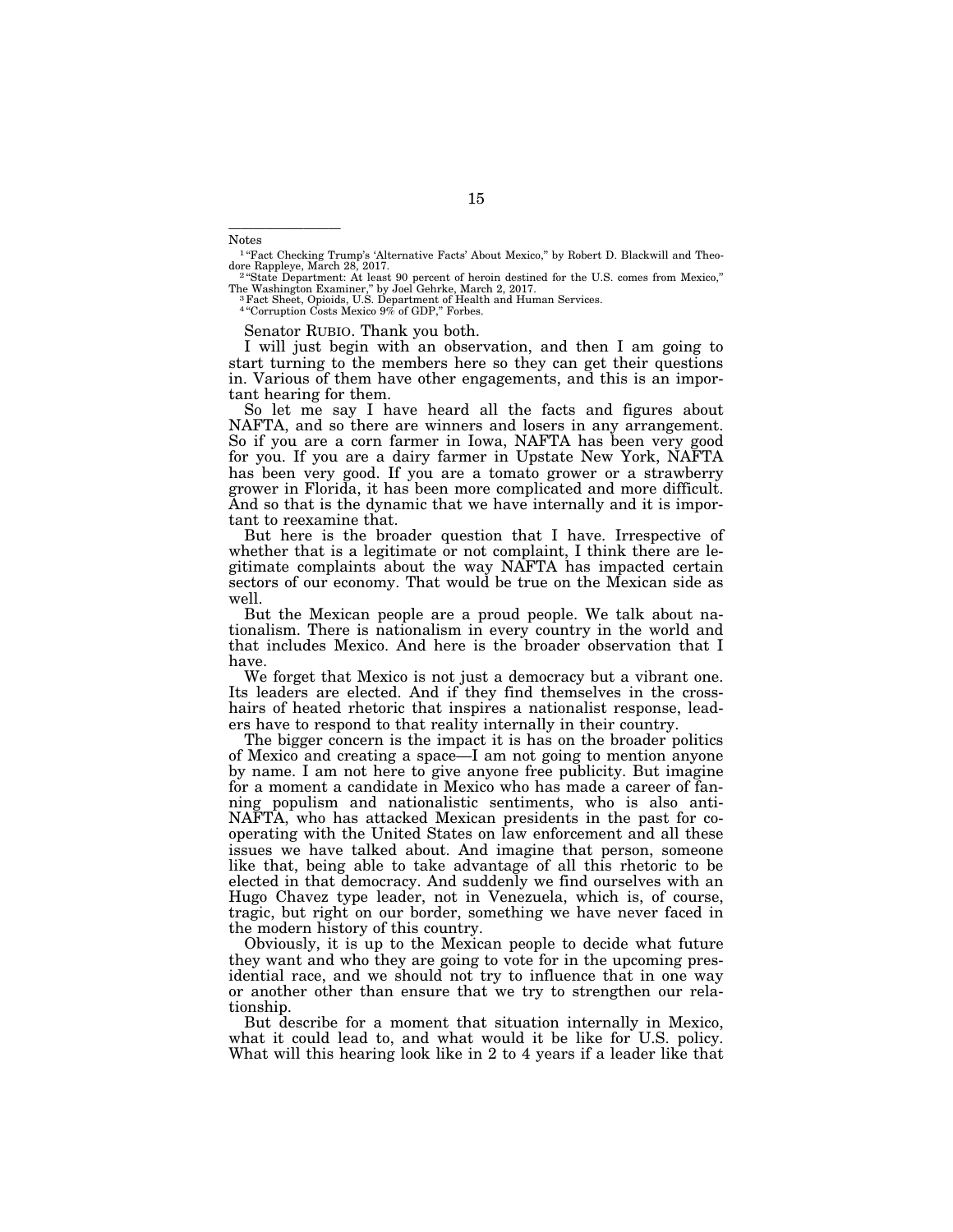Notes

[1] "Fact Checking Trump's 'Alternative Facts' About Mexico," by Robert D. Blackwill and Theodore Rappleye, March 28, 2017.

[2] "State Department: At least 90 percent of heroin destined for the U.S. comes from Mexico," The Washington Examiner," by Joel Gehrke, March 2, 2017.

[3] Fact Sheet, Opioids, U.S. Department of Health and Human Services.

[4] "Corruption Costs Mexico 9% of GDP," Forbes.

Senator RUBIO. Thank you both.

I will just begin with an observation, and then I am going to start turning to the members here so they can get their questions in. Various of them have other engagements, and this is an important hearing for them.

So let me say I have heard all the facts and figures about NAFTA, and so there are winners and losers in any arrangement. So if you are a corn farmer in Iowa, NAFTA has been very good for you. If you are a dairy farmer in Upstate New York, NAFTA has been very good. If you are a tomato grower or a strawberry grower in Florida, it has been more complicated and more difficult. And so that is the dynamic that we have internally and it is important to reexamine that.

But here is the broader question that I have. Irrespective of whether that is a legitimate or not complaint, I think there are legitimate complaints about the way NAFTA has impacted certain sectors of our economy. That would be true on the Mexican side as well.

But the Mexican people are a proud people. We talk about nationalism. There is nationalism in every country in the world and that includes Mexico. And here is the broader observation that I have.

We forget that Mexico is not just a democracy but a vibrant one. Its leaders are elected. And if they find themselves in the crosshairs of heated rhetoric that inspires a nationalist response, leaders have to respond to that reality internally in their country.

The bigger concern is the impact it is has on the broader politics of Mexico and creating a space—I am not going to mention anyone by name. I am not here to give anyone free publicity. But imagine for a moment a candidate in Mexico who has made a career of fanning populism and nationalistic sentiments, who is also anti-NAFTA, who has attacked Mexican presidents in the past for cooperating with the United States on law enforcement and all these issues we have talked about. And imagine that person, someone like that, being able to take advantage of all this rhetoric to be elected in that democracy. And suddenly we find ourselves with an Hugo Chavez type leader, not in Venezuela, which is, of course, tragic, but right on our border, something we have never faced in the modern history of this country.

Obviously, it is up to the Mexican people to decide what future they want and who they are going to vote for in the upcoming presidential race, and we should not try to influence that in one way or another other than ensure that we try to strengthen our relationship.

But describe for a moment that situation internally in Mexico, what it could lead to, and what would it be like for U.S. policy. What will this hearing look like in 2 to 4 years if a leader like that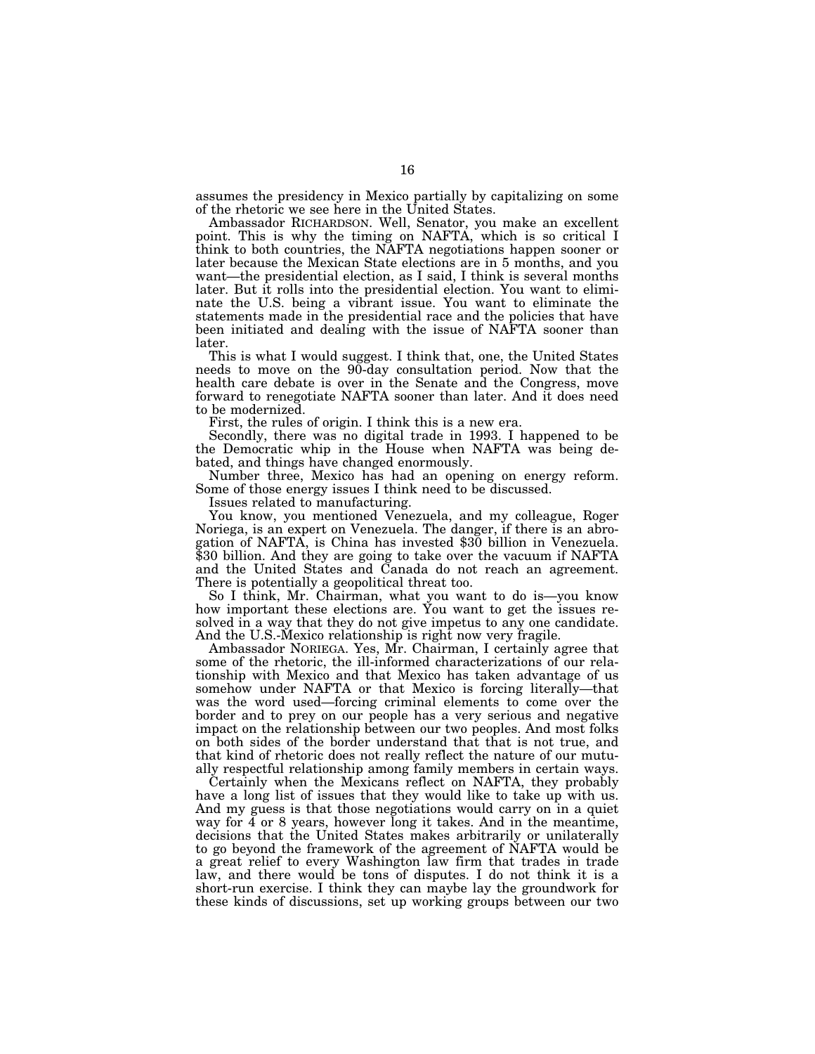assumes the presidency in Mexico partially by capitalizing on some of the rhetoric we see here in the United States.

Ambassador RICHARDSON. Well, Senator, you make an excellent point. This is why the timing on NAFTA, which is so critical I think to both countries, the NAFTA negotiations happen sooner or later because the Mexican State elections are in 5 months, and you want—the presidential election, as I said, I think is several months later. But it rolls into the presidential election. You want to eliminate the U.S. being a vibrant issue. You want to eliminate the statements made in the presidential race and the policies that have been initiated and dealing with the issue of NAFTA sooner than later.

This is what I would suggest. I think that, one, the United States needs to move on the 90-day consultation period. Now that the health care debate is over in the Senate and the Congress, move forward to renegotiate NAFTA sooner than later. And it does need to be modernized.

First, the rules of origin. I think this is a new era.

Secondly, there was no digital trade in 1993. I happened to be the Democratic whip in the House when NAFTA was being debated, and things have changed enormously.

Number three, Mexico has had an opening on energy reform. Some of those energy issues I think need to be discussed.

Issues related to manufacturing.

You know, you mentioned Venezuela, and my colleague, Roger Noriega, is an expert on Venezuela. The danger, if there is an abrogation of NAFTA, is China has invested $30 billion in Venezuela. $30 billion. And they are going to take over the vacuum if NAFTA and the United States and Canada do not reach an agreement. There is potentially a geopolitical threat too.

So I think, Mr. Chairman, what you want to do is—you know how important these elections are. You want to get the issues resolved in a way that they do not give impetus to any one candidate. And the U.S.-Mexico relationship is right now very fragile.

Ambassador NORIEGA. Yes, Mr. Chairman, I certainly agree that some of the rhetoric, the ill-informed characterizations of our relationship with Mexico and that Mexico has taken advantage of us somehow under NAFTA or that Mexico is forcing literally—that was the word used—forcing criminal elements to come over the border and to prey on our people has a very serious and negative impact on the relationship between our two peoples. And most folks on both sides of the border understand that that is not true, and that kind of rhetoric does not really reflect the nature of our mutually respectful relationship among family members in certain ways.

Certainly when the Mexicans reflect on NAFTA, they probably have a long list of issues that they would like to take up with us. And my guess is that those negotiations would carry on in a quiet way for 4 or 8 years, however long it takes. And in the meantime, decisions that the United States makes arbitrarily or unilaterally to go beyond the framework of the agreement of NAFTA would be a great relief to every Washington law firm that trades in trade law, and there would be tons of disputes. I do not think it is a short-run exercise. I think they can maybe lay the groundwork for these kinds of discussions, set up working groups between our two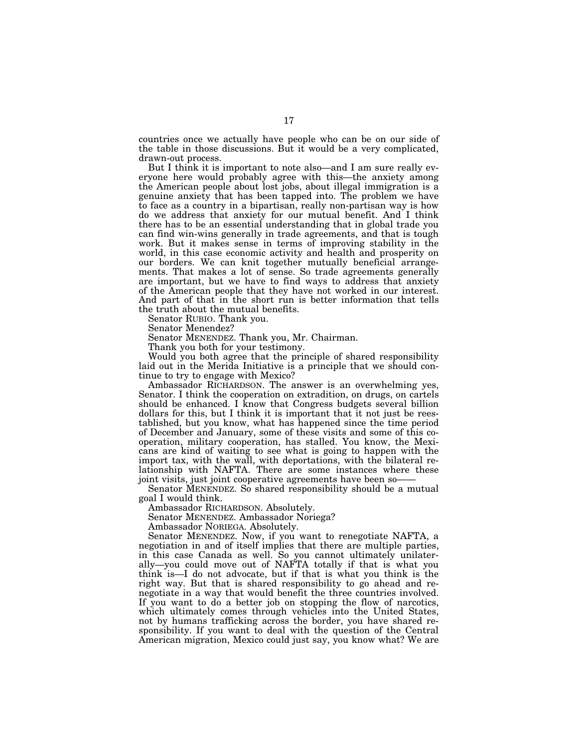countries once we actually have people who can be on our side of the table in those discussions. But it would be a very complicated, drawn-out process.

But I think it is important to note also—and I am sure really everyone here would probably agree with this—the anxiety among the American people about lost jobs, about illegal immigration is a genuine anxiety that has been tapped into. The problem we have to face as a country in a bipartisan, really non-partisan way is how do we address that anxiety for our mutual benefit. And I think there has to be an essential understanding that in global trade you can find win-wins generally in trade agreements, and that is tough work. But it makes sense in terms of improving stability in the world, in this case economic activity and health and prosperity on our borders. We can knit together mutually beneficial arrangements. That makes a lot of sense. So trade agreements generally are important, but we have to find ways to address that anxiety of the American people that they have not worked in our interest. And part of that in the short run is better information that tells the truth about the mutual benefits.

Senator RUBIO. Thank you.

Senator Menendez?

Senator MENENDEZ. Thank you, Mr. Chairman.

Thank you both for your testimony.

Would you both agree that the principle of shared responsibility laid out in the Merida Initiative is a principle that we should continue to try to engage with Mexico?

Ambassador RICHARDSON. The answer is an overwhelming yes, Senator. I think the cooperation on extradition, on drugs, on cartels should be enhanced. I know that Congress budgets several billion dollars for this, but I think it is important that it not just be reestablished, but you know, what has happened since the time period of December and January, some of these visits and some of this cooperation, military cooperation, has stalled. You know, the Mexicans are kind of waiting to see what is going to happen with the import tax, with the wall, with deportations, with the bilateral relationship with NAFTA. There are some instances where these joint visits, just joint cooperative agreements have been so——

Senator MENENDEZ. So shared responsibility should be a mutual goal I would think.

Ambassador RICHARDSON. Absolutely.

Senator MENENDEZ. Ambassador Noriega?

Ambassador NORIEGA. Absolutely.

Senator MENENDEZ. Now, if you want to renegotiate NAFTA, a negotiation in and of itself implies that there are multiple parties, in this case Canada as well. So you cannot ultimately unilaterally—you could move out of NAFTA totally if that is what you think is—I do not advocate, but if that is what you think is the right way. But that is shared responsibility to go ahead and renegotiate in a way that would benefit the three countries involved. If you want to do a better job on stopping the flow of narcotics, which ultimately comes through vehicles into the United States, not by humans trafficking across the border, you have shared responsibility. If you want to deal with the question of the Central American migration, Mexico could just say, you know what? We are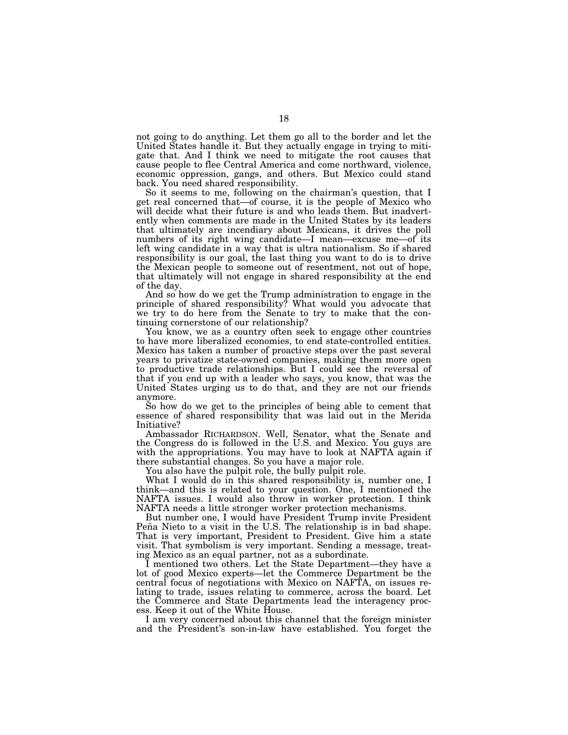not going to do anything. Let them go all to the border and let the United States handle it. But they actually engage in trying to mitigate that. And I think we need to mitigate the root causes that cause people to flee Central America and come northward, violence, economic oppression, gangs, and others. But Mexico could stand back. You need shared responsibility.

So it seems to me, following on the chairman's question, that I get real concerned that—of course, it is the people of Mexico who will decide what their future is and who leads them. But inadvertently when comments are made in the United States by its leaders that ultimately are incendiary about Mexicans, it drives the poll numbers of its right wing candidate—I mean—excuse me—of its left wing candidate in a way that is ultra nationalism. So if shared responsibility is our goal, the last thing you want to do is to drive the Mexican people to someone out of resentment, not out of hope, that ultimately will not engage in shared responsibility at the end of the day.

And so how do we get the Trump administration to engage in the principle of shared responsibility? What would you advocate that we try to do here from the Senate to try to make that the continuing cornerstone of our relationship?

You know, we as a country often seek to engage other countries to have more liberalized economies, to end state-controlled entities. Mexico has taken a number of proactive steps over the past several years to privatize state-owned companies, making them more open to productive trade relationships. But I could see the reversal of that if you end up with a leader who says, you know, that was the United States urging us to do that, and they are not our friends anymore.

So how do we get to the principles of being able to cement that essence of shared responsibility that was laid out in the Merida Initiative?

Ambassador RICHARDSON. Well, Senator, what the Senate and the Congress do is followed in the U.S. and Mexico. You guys are with the appropriations. You may have to look at NAFTA again if there substantial changes. So you have a major role.

You also have the pulpit role, the bully pulpit role.

What I would do in this shared responsibility is, number one, I think—and this is related to your question. One, I mentioned the NAFTA issues. I would also throw in worker protection. I think NAFTA needs a little stronger worker protection mechanisms.

But number one, I would have President Trump invite President Peña Nieto to a visit in the U.S. The relationship is in bad shape. That is very important, President to President. Give him a state visit. That symbolism is very important. Sending a message, treating Mexico as an equal partner, not as a subordinate.

I mentioned two others. Let the State Department—they have a lot of good Mexico experts—let the Commerce Department be the central focus of negotiations with Mexico on NAFTA, on issues relating to trade, issues relating to commerce, across the board. Let the Commerce and State Departments lead the interagency process. Keep it out of the White House.

I am very concerned about this channel that the foreign minister and the President's son-in-law have established. You forget the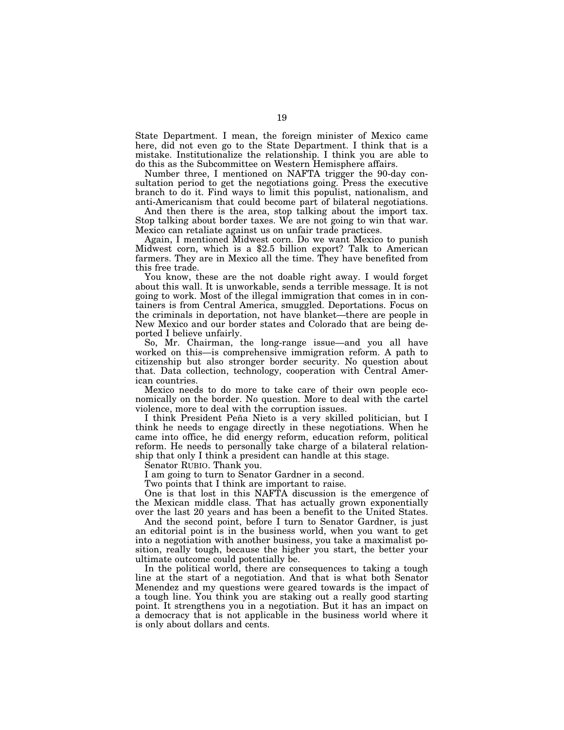State Department. I mean, the foreign minister of Mexico came here, did not even go to the State Department. I think that is a mistake. Institutionalize the relationship. I think you are able to do this as the Subcommittee on Western Hemisphere affairs.

Number three, I mentioned on NAFTA trigger the 90-day consultation period to get the negotiations going. Press the executive branch to do it. Find ways to limit this populist, nationalism, and anti-Americanism that could become part of bilateral negotiations.

And then there is the area, stop talking about the import tax. Stop talking about border taxes. We are not going to win that war. Mexico can retaliate against us on unfair trade practices.

Again, I mentioned Midwest corn. Do we want Mexico to punish Midwest corn, which is a $2.5 billion export? Talk to American farmers. They are in Mexico all the time. They have benefited from this free trade.

You know, these are the not doable right away. I would forget about this wall. It is unworkable, sends a terrible message. It is not going to work. Most of the illegal immigration that comes in in containers is from Central America, smuggled. Deportations. Focus on the criminals in deportation, not have blanket—there are people in New Mexico and our border states and Colorado that are being deported I believe unfairly.

So, Mr. Chairman, the long-range issue—and you all have worked on this—is comprehensive immigration reform. A path to citizenship but also stronger border security. No question about that. Data collection, technology, cooperation with Central American countries.

Mexico needs to do more to take care of their own people economically on the border. No question. More to deal with the cartel violence, more to deal with the corruption issues.

I think President Peña Nieto is a very skilled politician, but I think he needs to engage directly in these negotiations. When he came into office, he did energy reform, education reform, political reform. He needs to personally take charge of a bilateral relationship that only I think a president can handle at this stage.

Senator RUBIO. Thank you.

I am going to turn to Senator Gardner in a second.

Two points that I think are important to raise.

One is that lost in this NAFTA discussion is the emergence of the Mexican middle class. That has actually grown exponentially over the last 20 years and has been a benefit to the United States.

And the second point, before I turn to Senator Gardner, is just an editorial point is in the business world, when you want to get into a negotiation with another business, you take a maximalist position, really tough, because the higher you start, the better your ultimate outcome could potentially be.

In the political world, there are consequences to taking a tough line at the start of a negotiation. And that is what both Senator Menendez and my questions were geared towards is the impact of a tough line. You think you are staking out a really good starting point. It strengthens you in a negotiation. But it has an impact on a democracy that is not applicable in the business world where it is only about dollars and cents.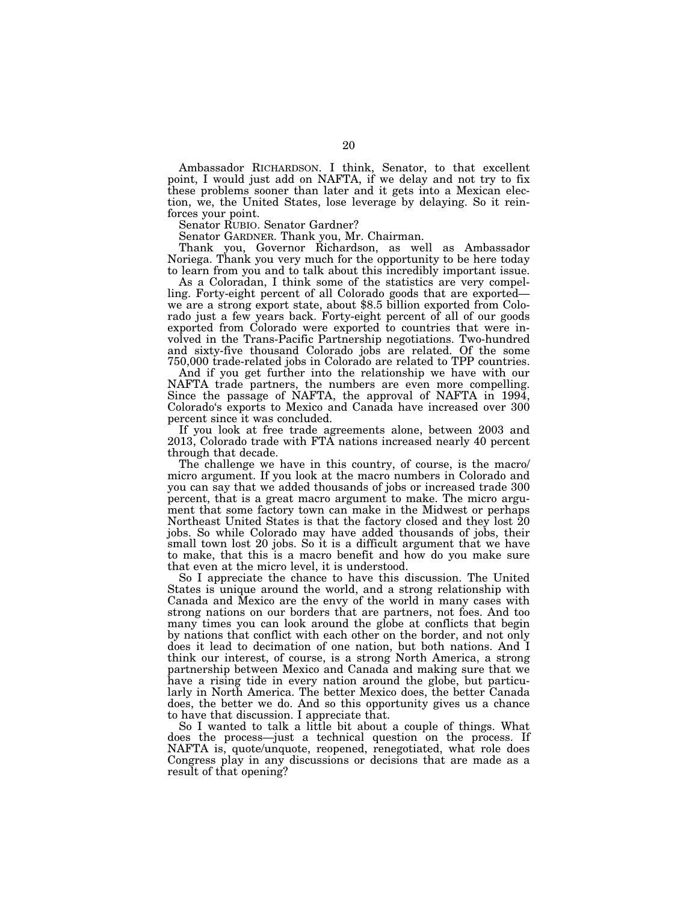Ambassador RICHARDSON. I think, Senator, to that excellent point, I would just add on NAFTA, if we delay and not try to fix these problems sooner than later and it gets into a Mexican election, we, the United States, lose leverage by delaying. So it reinforces your point.

Senator RUBIO. Senator Gardner?

Senator GARDNER. Thank you, Mr. Chairman.

Thank you, Governor Richardson, as well as Ambassador Noriega. Thank you very much for the opportunity to be here today to learn from you and to talk about this incredibly important issue.

As a Coloradan, I think some of the statistics are very compelling. Forty-eight percent of all Colorado goods that are exported—we are a strong export state, about $8.5 billion exported from Colorado just a few years back. Forty-eight percent of all of our goods exported from Colorado were exported to countries that were involved in the Trans-Pacific Partnership negotiations. Two-hundred and sixty-five thousand Colorado jobs are related. Of the some 750,000 trade-related jobs in Colorado are related to TPP countries.

And if you get further into the relationship we have with our NAFTA trade partners, the numbers are even more compelling. Since the passage of NAFTA, the approval of NAFTA in 1994, Colorado's exports to Mexico and Canada have increased over 300 percent since it was concluded.

If you look at free trade agreements alone, between 2003 and 2013, Colorado trade with FTA nations increased nearly 40 percent through that decade.

The challenge we have in this country, of course, is the macro/micro argument. If you look at the macro numbers in Colorado and you can say that we added thousands of jobs or increased trade 300 percent, that is a great macro argument to make. The micro argument that some factory town can make in the Midwest or perhaps Northeast United States is that the factory closed and they lost 20 jobs. So while Colorado may have added thousands of jobs, their small town lost 20 jobs. So it is a difficult argument that we have to make, that this is a macro benefit and how do you make sure that even at the micro level, it is understood.

So I appreciate the chance to have this discussion. The United States is unique around the world, and a strong relationship with Canada and Mexico are the envy of the world in many cases with strong nations on our borders that are partners, not foes. And too many times you can look around the globe at conflicts that begin by nations that conflict with each other on the border, and not only does it lead to decimation of one nation, but both nations. And I think our interest, of course, is a strong North America, a strong partnership between Mexico and Canada and making sure that we have a rising tide in every nation around the globe, but particularly in North America. The better Mexico does, the better Canada does, the better we do. And so this opportunity gives us a chance to have that discussion. I appreciate that.

So I wanted to talk a little bit about a couple of things. What does the process—just a technical question on the process. If NAFTA is, quote/unquote, reopened, renegotiated, what role does Congress play in any discussions or decisions that are made as a result of that opening?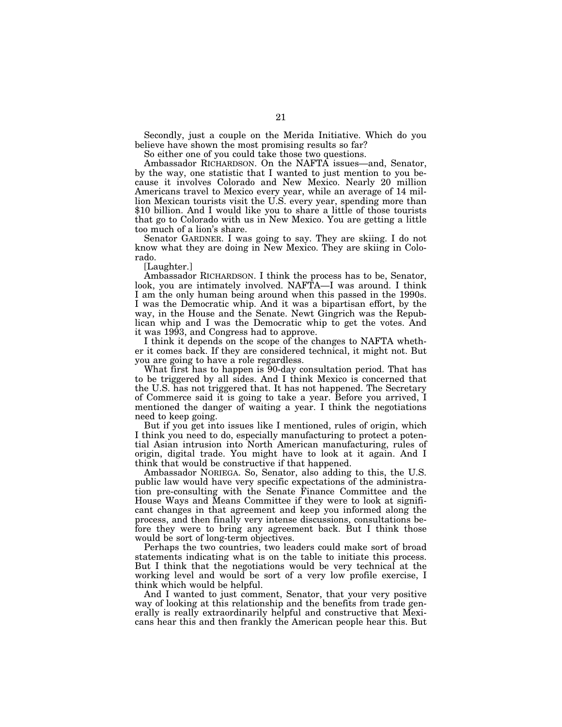Secondly, just a couple on the Merida Initiative. Which do you believe have shown the most promising results so far?

So either one of you could take those two questions.

Ambassador RICHARDSON. On the NAFTA issues—and, Senator, by the way, one statistic that I wanted to just mention to you because it involves Colorado and New Mexico. Nearly 20 million Americans travel to Mexico every year, while an average of 14 million Mexican tourists visit the U.S. every year, spending more than $10 billion. And I would like you to share a little of those tourists that go to Colorado with us in New Mexico. You are getting a little too much of a lion's share.

Senator GARDNER. I was going to say. They are skiing. I do not know what they are doing in New Mexico. They are skiing in Colorado.

[Laughter.]

Ambassador RICHARDSON. I think the process has to be, Senator, look, you are intimately involved. NAFTA—I was around. I think I am the only human being around when this passed in the 1990s. I was the Democratic whip. And it was a bipartisan effort, by the way, in the House and the Senate. Newt Gingrich was the Republican whip and I was the Democratic whip to get the votes. And it was 1993, and Congress had to approve.

I think it depends on the scope of the changes to NAFTA whether it comes back. If they are considered technical, it might not. But you are going to have a role regardless.

What first has to happen is 90-day consultation period. That has to be triggered by all sides. And I think Mexico is concerned that the U.S. has not triggered that. It has not happened. The Secretary of Commerce said it is going to take a year. Before you arrived, I mentioned the danger of waiting a year. I think the negotiations need to keep going.

But if you get into issues like I mentioned, rules of origin, which I think you need to do, especially manufacturing to protect a potential Asian intrusion into North American manufacturing, rules of origin, digital trade. You might have to look at it again. And I think that would be constructive if that happened.

Ambassador NORIEGA. So, Senator, also adding to this, the U.S. public law would have very specific expectations of the administration pre-consulting with the Senate Finance Committee and the House Ways and Means Committee if they were to look at significant changes in that agreement and keep you informed along the process, and then finally very intense discussions, consultations before they were to bring any agreement back. But I think those would be sort of long-term objectives.

Perhaps the two countries, two leaders could make sort of broad statements indicating what is on the table to initiate this process. But I think that the negotiations would be very technical at the working level and would be sort of a very low profile exercise, I think which would be helpful.

And I wanted to just comment, Senator, that your very positive way of looking at this relationship and the benefits from trade generally is really extraordinarily helpful and constructive that Mexicans hear this and then frankly the American people hear this. But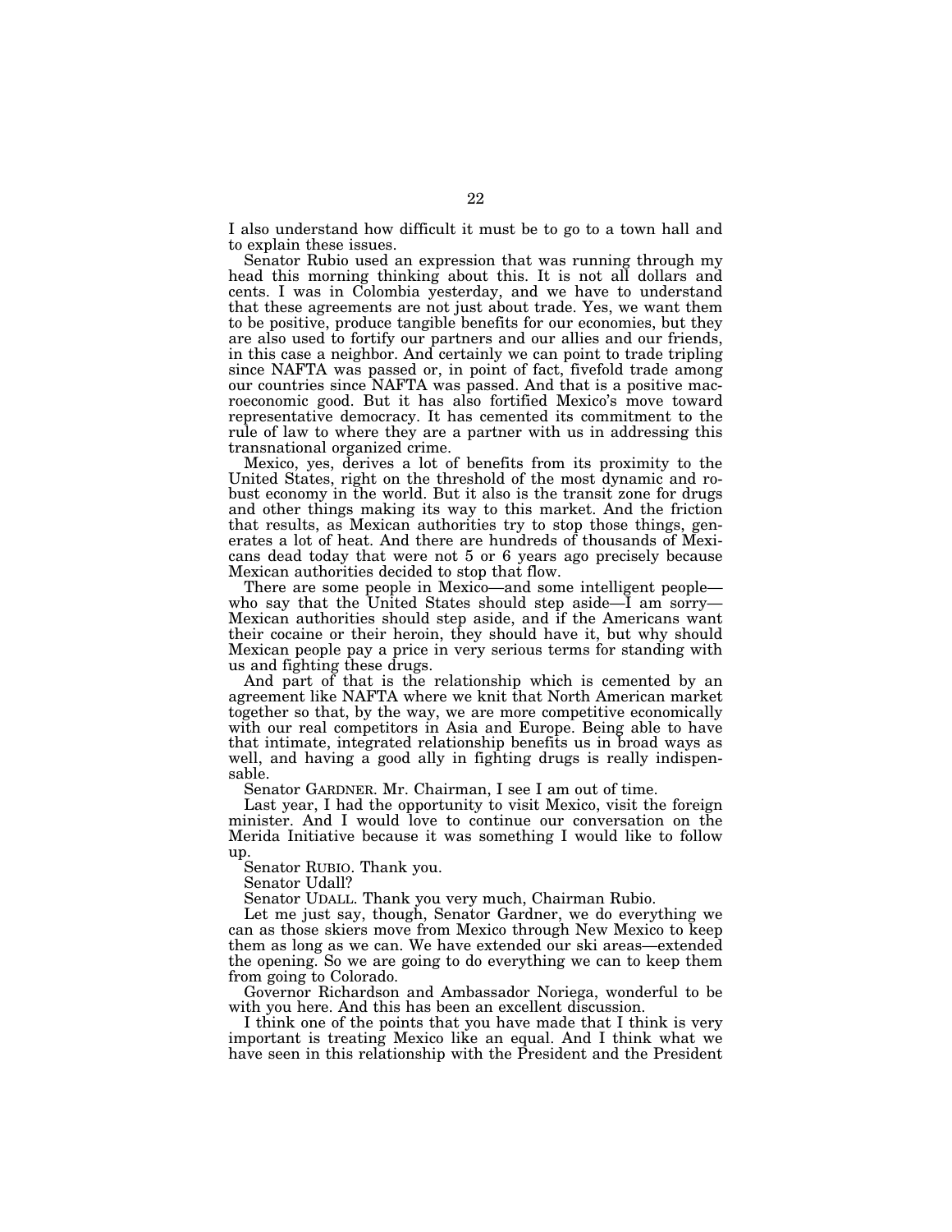I also understand how difficult it must be to go to a town hall and to explain these issues.

Senator Rubio used an expression that was running through my head this morning thinking about this. It is not all dollars and cents. I was in Colombia yesterday, and we have to understand that these agreements are not just about trade. Yes, we want them to be positive, produce tangible benefits for our economies, but they are also used to fortify our partners and our allies and our friends, in this case a neighbor. And certainly we can point to trade tripling since NAFTA was passed or, in point of fact, fivefold trade among our countries since NAFTA was passed. And that is a positive macroeconomic good. But it has also fortified Mexico's move toward representative democracy. It has cemented its commitment to the rule of law to where they are a partner with us in addressing this transnational organized crime.

Mexico, yes, derives a lot of benefits from its proximity to the United States, right on the threshold of the most dynamic and robust economy in the world. But it also is the transit zone for drugs and other things making its way to this market. And the friction that results, as Mexican authorities try to stop those things, generates a lot of heat. And there are hundreds of thousands of Mexicans dead today that were not 5 or 6 years ago precisely because Mexican authorities decided to stop that flow.

There are some people in Mexico—and some intelligent people—who say that the United States should step aside—I am sorry—Mexican authorities should step aside, and if the Americans want their cocaine or their heroin, they should have it, but why should Mexican people pay a price in very serious terms for standing with us and fighting these drugs.

And part of that is the relationship which is cemented by an agreement like NAFTA where we knit that North American market together so that, by the way, we are more competitive economically with our real competitors in Asia and Europe. Being able to have that intimate, integrated relationship benefits us in broad ways as well, and having a good ally in fighting drugs is really indispensable.

Senator GARDNER. Mr. Chairman, I see I am out of time.

Last year, I had the opportunity to visit Mexico, visit the foreign minister. And I would love to continue our conversation on the Merida Initiative because it was something I would like to follow up.

Senator RUBIO. Thank you.

Senator Udall?

Senator UDALL. Thank you very much, Chairman Rubio.

Let me just say, though, Senator Gardner, we do everything we can as those skiers move from Mexico through New Mexico to keep them as long as we can. We have extended our ski areas—extended the opening. So we are going to do everything we can to keep them from going to Colorado.

Governor Richardson and Ambassador Noriega, wonderful to be with you here. And this has been an excellent discussion.

I think one of the points that you have made that I think is very important is treating Mexico like an equal. And I think what we have seen in this relationship with the President and the President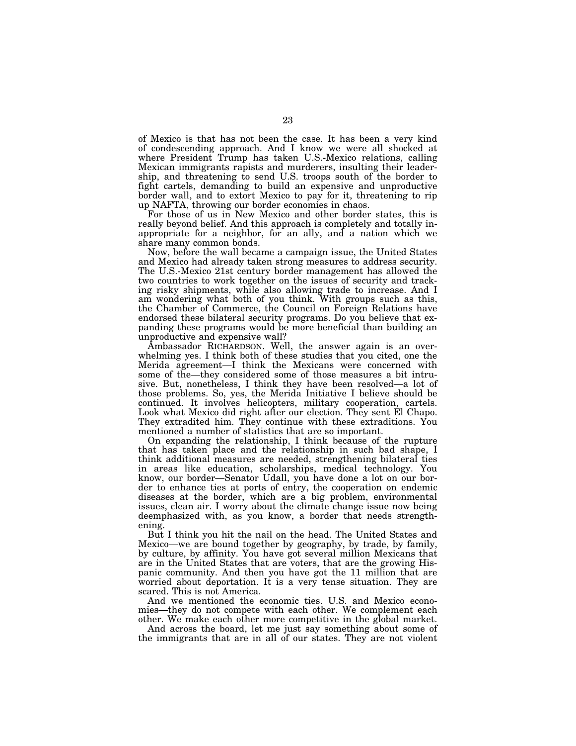of Mexico is that has not been the case. It has been a very kind of condescending approach. And I know we were all shocked at where President Trump has taken U.S.-Mexico relations, calling Mexican immigrants rapists and murderers, insulting their leadership, and threatening to send U.S. troops south of the border to fight cartels, demanding to build an expensive and unproductive border wall, and to extort Mexico to pay for it, threatening to rip up NAFTA, throwing our border economies in chaos.

For those of us in New Mexico and other border states, this is really beyond belief. And this approach is completely and totally inappropriate for a neighbor, for an ally, and a nation which we share many common bonds.

Now, before the wall became a campaign issue, the United States and Mexico had already taken strong measures to address security. The U.S.-Mexico 21st century border management has allowed the two countries to work together on the issues of security and tracking risky shipments, while also allowing trade to increase. And I am wondering what both of you think. With groups such as this, the Chamber of Commerce, the Council on Foreign Relations have endorsed these bilateral security programs. Do you believe that expanding these programs would be more beneficial than building an unproductive and expensive wall?

Ambassador RICHARDSON. Well, the answer again is an overwhelming yes. I think both of these studies that you cited, one the Merida agreement—I think the Mexicans were concerned with some of the—they considered some of those measures a bit intrusive. But, nonetheless, I think they have been resolved—a lot of those problems. So, yes, the Merida Initiative I believe should be continued. It involves helicopters, military cooperation, cartels. Look what Mexico did right after our election. They sent El Chapo. They extradited him. They continue with these extraditions. You mentioned a number of statistics that are so important.

On expanding the relationship, I think because of the rupture that has taken place and the relationship in such bad shape, I think additional measures are needed, strengthening bilateral ties in areas like education, scholarships, medical technology. You know, our border—Senator Udall, you have done a lot on our border to enhance ties at ports of entry, the cooperation on endemic diseases at the border, which are a big problem, environmental issues, clean air. I worry about the climate change issue now being deemphasized with, as you know, a border that needs strengthening.

But I think you hit the nail on the head. The United States and Mexico—we are bound together by geography, by trade, by family, by culture, by affinity. You have got several million Mexicans that are in the United States that are voters, that are the growing Hispanic community. And then you have got the 11 million that are worried about deportation. It is a very tense situation. They are scared. This is not America.

And we mentioned the economic ties. U.S. and Mexico economies—they do not compete with each other. We complement each other. We make each other more competitive in the global market.

And across the board, let me just say something about some of the immigrants that are in all of our states. They are not violent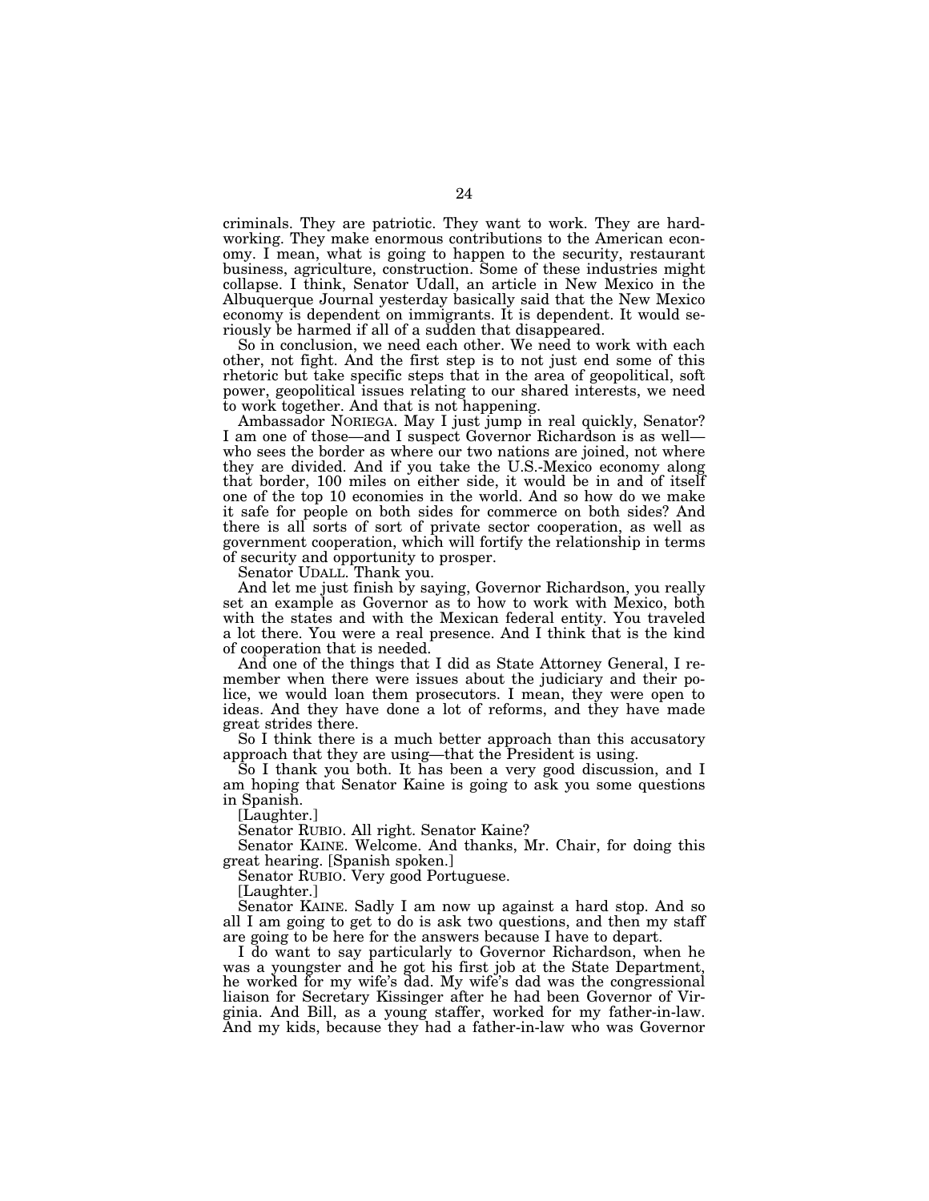criminals. They are patriotic. They want to work. They are hard-working. They make enormous contributions to the American economy. I mean, what is going to happen to the security, restaurant business, agriculture, construction. Some of these industries might collapse. I think, Senator Udall, an article in New Mexico in the Albuquerque Journal yesterday basically said that the New Mexico economy is dependent on immigrants. It is dependent. It would seriously be harmed if all of a sudden that disappeared.

So in conclusion, we need each other. We need to work with each other, not fight. And the first step is to not just end some of this rhetoric but take specific steps that in the area of geopolitical, soft power, geopolitical issues relating to our shared interests, we need to work together. And that is not happening.

Ambassador NORIEGA. May I just jump in real quickly, Senator? I am one of those—and I suspect Governor Richardson is as well—who sees the border as where our two nations are joined, not where they are divided. And if you take the U.S.-Mexico economy along that border, 100 miles on either side, it would be in and of itself one of the top 10 economies in the world. And so how do we make it safe for people on both sides for commerce on both sides? And there is all sorts of sort of private sector cooperation, as well as government cooperation, which will fortify the relationship in terms of security and opportunity to prosper.

Senator UDALL. Thank you.

And let me just finish by saying, Governor Richardson, you really set an example as Governor as to how to work with Mexico, both with the states and with the Mexican federal entity. You traveled a lot there. You were a real presence. And I think that is the kind of cooperation that is needed.

And one of the things that I did as State Attorney General, I remember when there were issues about the judiciary and their police, we would loan them prosecutors. I mean, they were open to ideas. And they have done a lot of reforms, and they have made great strides there.

So I think there is a much better approach than this accusatory approach that they are using—that the President is using.

So I thank you both. It has been a very good discussion, and I am hoping that Senator Kaine is going to ask you some questions in Spanish.

[Laughter.]

Senator RUBIO. All right. Senator Kaine?

Senator KAINE. Welcome. And thanks, Mr. Chair, for doing this great hearing. [Spanish spoken.]

Senator RUBIO. Very good Portuguese.

[Laughter.]

Senator KAINE. Sadly I am now up against a hard stop. And so all I am going to get to do is ask two questions, and then my staff are going to be here for the answers because I have to depart.

I do want to say particularly to Governor Richardson, when he was a youngster and he got his first job at the State Department, he worked for my wife's dad. My wife's dad was the congressional liaison for Secretary Kissinger after he had been Governor of Virginia. And Bill, as a young staffer, worked for my father-in-law. And my kids, because they had a father-in-law who was Governor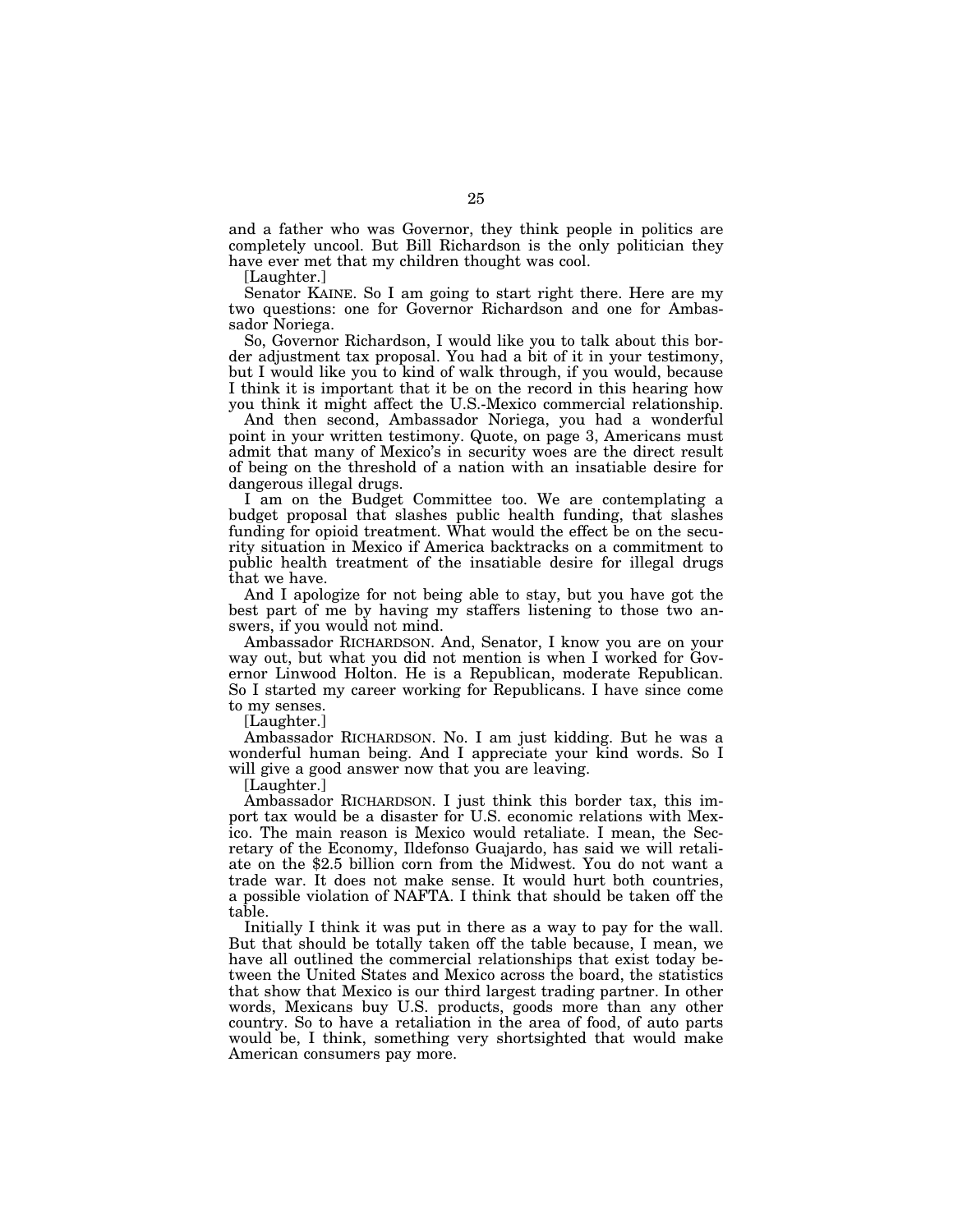and a father who was Governor, they think people in politics are completely uncool. But Bill Richardson is the only politician they have ever met that my children thought was cool.

[Laughter.]

Senator KAINE. So I am going to start right there. Here are my two questions: one for Governor Richardson and one for Ambassador Noriega.

So, Governor Richardson, I would like you to talk about this border adjustment tax proposal. You had a bit of it in your testimony, but I would like you to kind of walk through, if you would, because I think it is important that it be on the record in this hearing how you think it might affect the U.S.-Mexico commercial relationship.

And then second, Ambassador Noriega, you had a wonderful point in your written testimony. Quote, on page 3, Americans must admit that many of Mexico's in security woes are the direct result of being on the threshold of a nation with an insatiable desire for dangerous illegal drugs.

I am on the Budget Committee too. We are contemplating a budget proposal that slashes public health funding, that slashes funding for opioid treatment. What would the effect be on the security situation in Mexico if America backtracks on a commitment to public health treatment of the insatiable desire for illegal drugs that we have.

And I apologize for not being able to stay, but you have got the best part of me by having my staffers listening to those two answers, if you would not mind.

Ambassador RICHARDSON. And, Senator, I know you are on your way out, but what you did not mention is when I worked for Governor Linwood Holton. He is a Republican, moderate Republican. So I started my career working for Republicans. I have since come to my senses.

[Laughter.]

Ambassador RICHARDSON. No. I am just kidding. But he was a wonderful human being. And I appreciate your kind words. So I will give a good answer now that you are leaving.

[Laughter.]

Ambassador RICHARDSON. I just think this border tax, this import tax would be a disaster for U.S. economic relations with Mexico. The main reason is Mexico would retaliate. I mean, the Secretary of the Economy, Ildefonso Guajardo, has said we will retaliate on the $2.5 billion corn from the Midwest. You do not want a trade war. It does not make sense. It would hurt both countries, a possible violation of NAFTA. I think that should be taken off the table.

Initially I think it was put in there as a way to pay for the wall. But that should be totally taken off the table because, I mean, we have all outlined the commercial relationships that exist today between the United States and Mexico across the board, the statistics that show that Mexico is our third largest trading partner. In other words, Mexicans buy U.S. products, goods more than any other country. So to have a retaliation in the area of food, of auto parts would be, I think, something very shortsighted that would make American consumers pay more.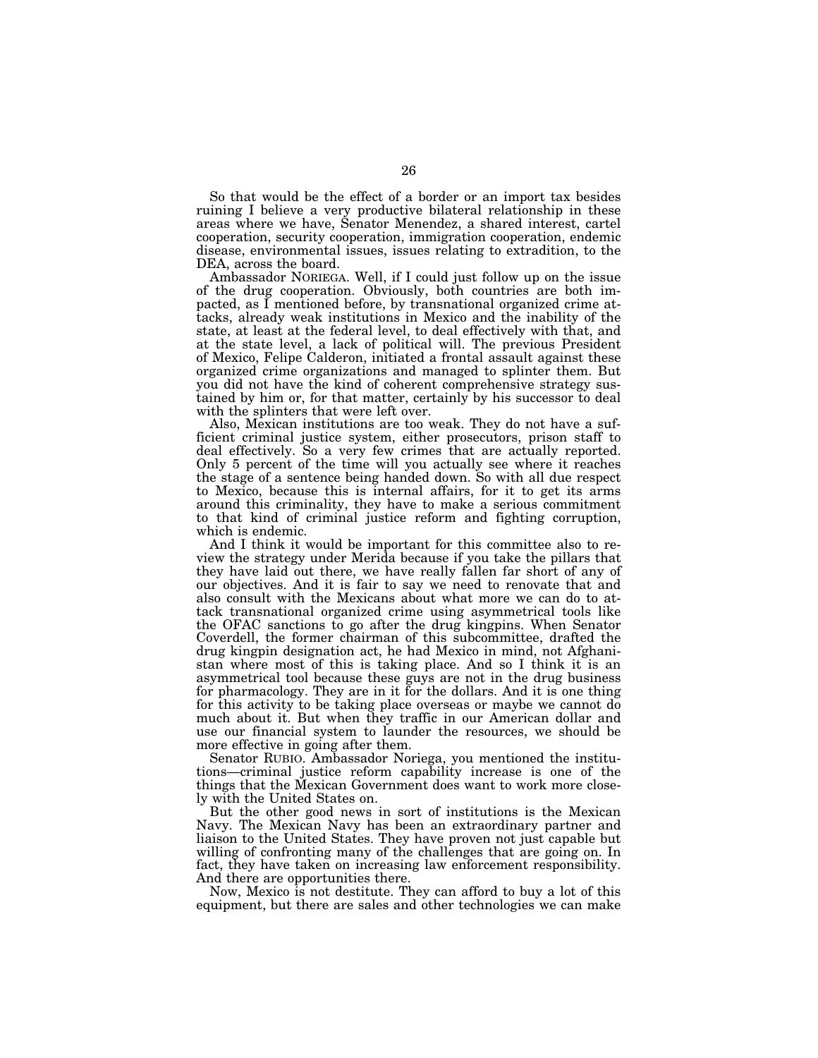So that would be the effect of a border or an import tax besides ruining I believe a very productive bilateral relationship in these areas where we have, Senator Menendez, a shared interest, cartel cooperation, security cooperation, immigration cooperation, endemic disease, environmental issues, issues relating to extradition, to the DEA, across the board.

Ambassador NORIEGA. Well, if I could just follow up on the issue of the drug cooperation. Obviously, both countries are both impacted, as I mentioned before, by transnational organized crime attacks, already weak institutions in Mexico and the inability of the state, at least at the federal level, to deal effectively with that, and at the state level, a lack of political will. The previous President of Mexico, Felipe Calderon, initiated a frontal assault against these organized crime organizations and managed to splinter them. But you did not have the kind of coherent comprehensive strategy sustained by him or, for that matter, certainly by his successor to deal with the splinters that were left over.

Also, Mexican institutions are too weak. They do not have a sufficient criminal justice system, either prosecutors, prison staff to deal effectively. So a very few crimes that are actually reported. Only 5 percent of the time will you actually see where it reaches the stage of a sentence being handed down. So with all due respect to Mexico, because this is internal affairs, for it to get its arms around this criminality, they have to make a serious commitment to that kind of criminal justice reform and fighting corruption, which is endemic.

And I think it would be important for this committee also to review the strategy under Merida because if you take the pillars that they have laid out there, we have really fallen far short of any of our objectives. And it is fair to say we need to renovate that and also consult with the Mexicans about what more we can do to attack transnational organized crime using asymmetrical tools like the OFAC sanctions to go after the drug kingpins. When Senator Coverdell, the former chairman of this subcommittee, drafted the drug kingpin designation act, he had Mexico in mind, not Afghanistan where most of this is taking place. And so I think it is an asymmetrical tool because these guys are not in the drug business for pharmacology. They are in it for the dollars. And it is one thing for this activity to be taking place overseas or maybe we cannot do much about it. But when they traffic in our American dollar and use our financial system to launder the resources, we should be more effective in going after them.

Senator RUBIO. Ambassador Noriega, you mentioned the institutions—criminal justice reform capability increase is one of the things that the Mexican Government does want to work more closely with the United States on.

But the other good news in sort of institutions is the Mexican Navy. The Mexican Navy has been an extraordinary partner and liaison to the United States. They have proven not just capable but willing of confronting many of the challenges that are going on. In fact, they have taken on increasing law enforcement responsibility. And there are opportunities there.

Now, Mexico is not destitute. They can afford to buy a lot of this equipment, but there are sales and other technologies we can make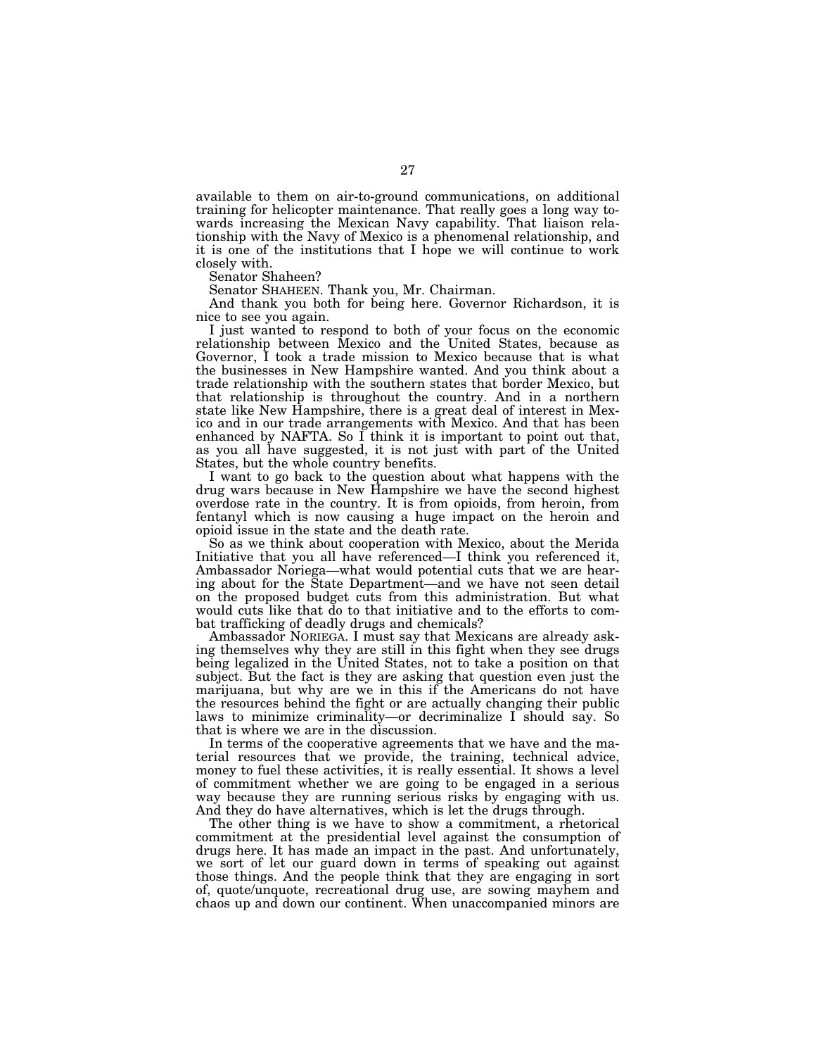available to them on air-to-ground communications, on additional training for helicopter maintenance. That really goes a long way towards increasing the Mexican Navy capability. That liaison relationship with the Navy of Mexico is a phenomenal relationship, and it is one of the institutions that I hope we will continue to work closely with.

Senator Shaheen?

Senator SHAHEEN. Thank you, Mr. Chairman.

And thank you both for being here. Governor Richardson, it is nice to see you again.

I just wanted to respond to both of your focus on the economic relationship between Mexico and the United States, because as Governor, I took a trade mission to Mexico because that is what the businesses in New Hampshire wanted. And you think about a trade relationship with the southern states that border Mexico, but that relationship is throughout the country. And in a northern state like New Hampshire, there is a great deal of interest in Mexico and in our trade arrangements with Mexico. And that has been enhanced by NAFTA. So I think it is important to point out that, as you all have suggested, it is not just with part of the United States, but the whole country benefits.

I want to go back to the question about what happens with the drug wars because in New Hampshire we have the second highest overdose rate in the country. It is from opioids, from heroin, from fentanyl which is now causing a huge impact on the heroin and opioid issue in the state and the death rate.

So as we think about cooperation with Mexico, about the Merida Initiative that you all have referenced—I think you referenced it, Ambassador Noriega—what would potential cuts that we are hearing about for the State Department—and we have not seen detail on the proposed budget cuts from this administration. But what would cuts like that do to that initiative and to the efforts to combat trafficking of deadly drugs and chemicals?

Ambassador NORIEGA. I must say that Mexicans are already asking themselves why they are still in this fight when they see drugs being legalized in the United States, not to take a position on that subject. But the fact is they are asking that question even just the marijuana, but why are we in this if the Americans do not have the resources behind the fight or are actually changing their public laws to minimize criminality—or decriminalize I should say. So that is where we are in the discussion.

In terms of the cooperative agreements that we have and the material resources that we provide, the training, technical advice, money to fuel these activities, it is really essential. It shows a level of commitment whether we are going to be engaged in a serious way because they are running serious risks by engaging with us. And they do have alternatives, which is let the drugs through.

The other thing is we have to show a commitment, a rhetorical commitment at the presidential level against the consumption of drugs here. It has made an impact in the past. And unfortunately, we sort of let our guard down in terms of speaking out against those things. And the people think that they are engaging in sort of, quote/unquote, recreational drug use, are sowing mayhem and chaos up and down our continent. When unaccompanied minors are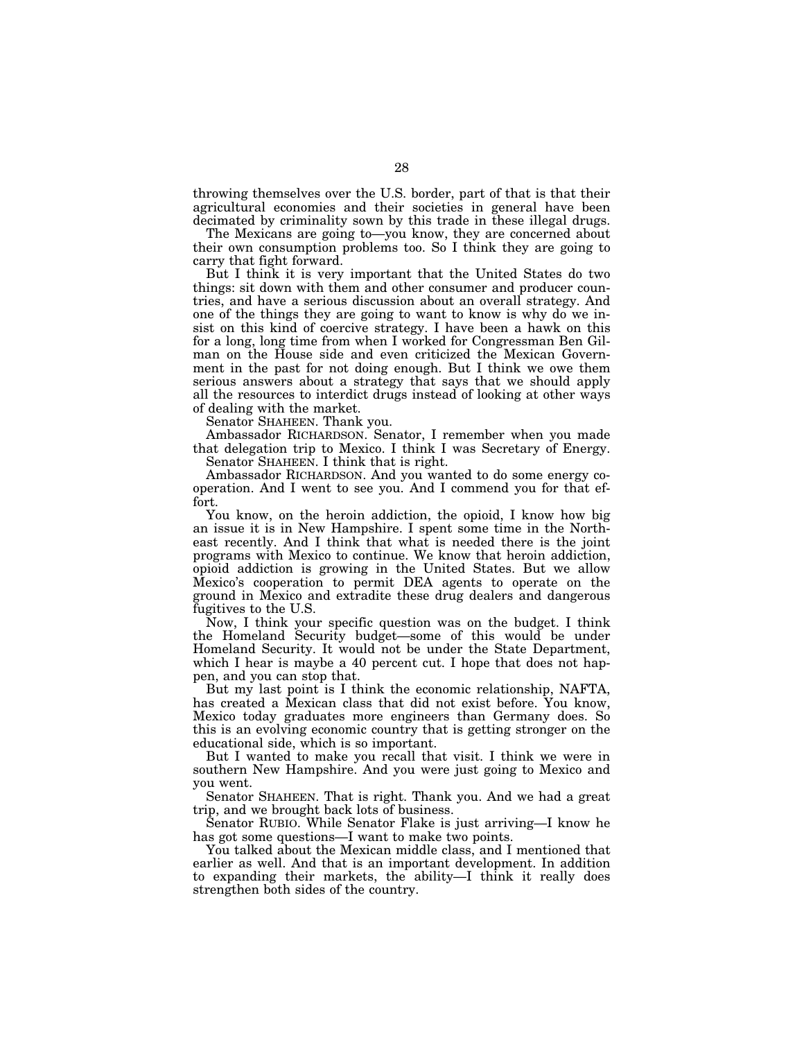throwing themselves over the U.S. border, part of that is that their agricultural economies and their societies in general have been decimated by criminality sown by this trade in these illegal drugs.

The Mexicans are going to—you know, they are concerned about their own consumption problems too. So I think they are going to carry that fight forward.

But I think it is very important that the United States do two things: sit down with them and other consumer and producer countries, and have a serious discussion about an overall strategy. And one of the things they are going to want to know is why do we insist on this kind of coercive strategy. I have been a hawk on this for a long, long time from when I worked for Congressman Ben Gilman on the House side and even criticized the Mexican Government in the past for not doing enough. But I think we owe them serious answers about a strategy that says that we should apply all the resources to interdict drugs instead of looking at other ways of dealing with the market.

Senator SHAHEEN. Thank you.

Ambassador RICHARDSON. Senator, I remember when you made that delegation trip to Mexico. I think I was Secretary of Energy.

Senator SHAHEEN. I think that is right.

Ambassador RICHARDSON. And you wanted to do some energy cooperation. And I went to see you. And I commend you for that effort.

You know, on the heroin addiction, the opioid, I know how big an issue it is in New Hampshire. I spent some time in the Northeast recently. And I think that what is needed there is the joint programs with Mexico to continue. We know that heroin addiction, opioid addiction is growing in the United States. But we allow Mexico's cooperation to permit DEA agents to operate on the ground in Mexico and extradite these drug dealers and dangerous fugitives to the U.S.

Now, I think your specific question was on the budget. I think the Homeland Security budget—some of this would be under Homeland Security. It would not be under the State Department, which I hear is maybe a 40 percent cut. I hope that does not happen, and you can stop that.

But my last point is I think the economic relationship, NAFTA, has created a Mexican class that did not exist before. You know, Mexico today graduates more engineers than Germany does. So this is an evolving economic country that is getting stronger on the educational side, which is so important.

But I wanted to make you recall that visit. I think we were in southern New Hampshire. And you were just going to Mexico and you went.

Senator SHAHEEN. That is right. Thank you. And we had a great trip, and we brought back lots of business.

Senator RUBIO. While Senator Flake is just arriving—I know he has got some questions—I want to make two points.

You talked about the Mexican middle class, and I mentioned that earlier as well. And that is an important development. In addition to expanding their markets, the ability—I think it really does strengthen both sides of the country.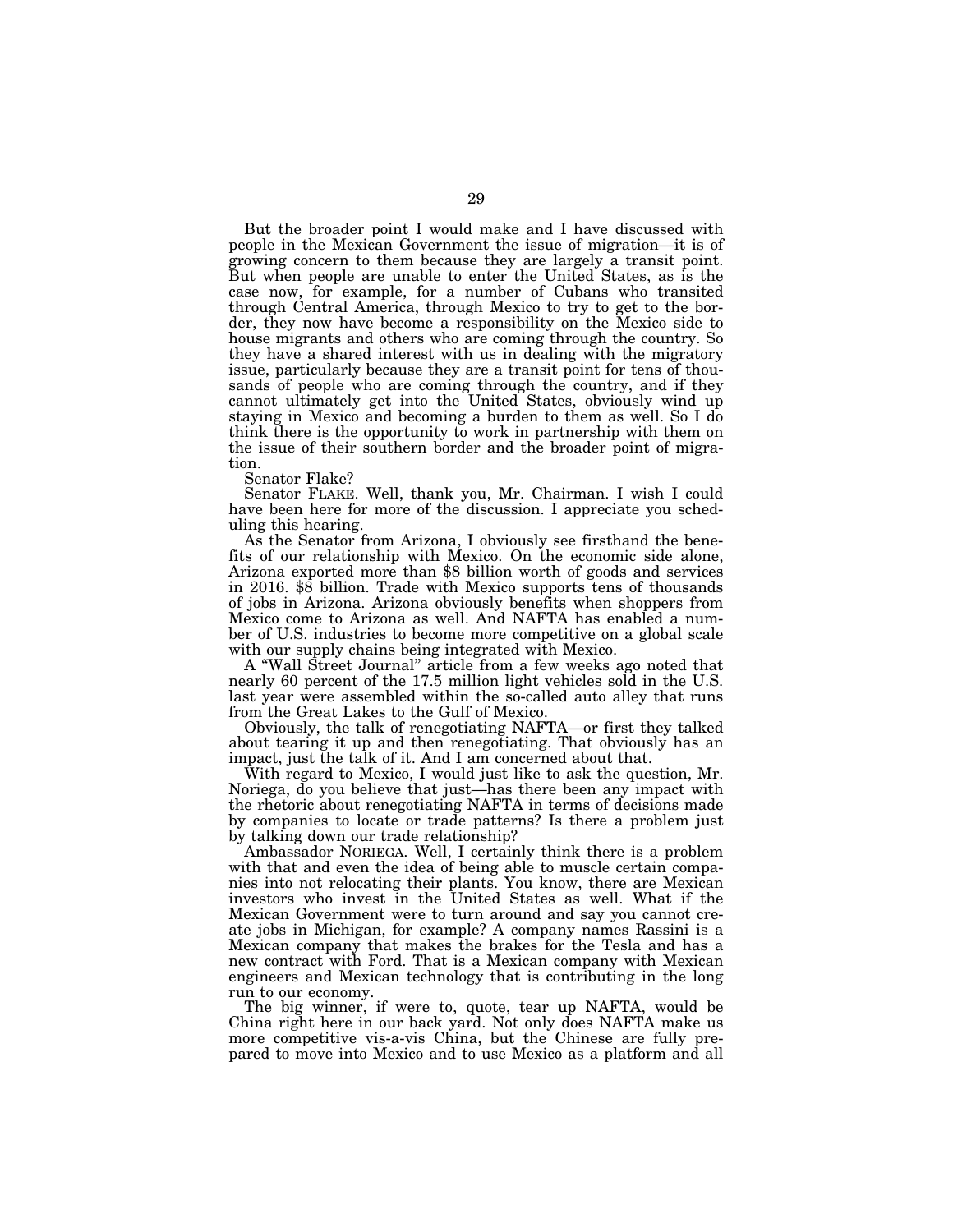But the broader point I would make and I have discussed with people in the Mexican Government the issue of migration—it is of growing concern to them because they are largely a transit point. But when people are unable to enter the United States, as is the case now, for example, for a number of Cubans who transited through Central America, through Mexico to try to get to the border, they now have become a responsibility on the Mexico side to house migrants and others who are coming through the country. So they have a shared interest with us in dealing with the migratory issue, particularly because they are a transit point for tens of thousands of people who are coming through the country, and if they cannot ultimately get into the United States, obviously wind up staying in Mexico and becoming a burden to them as well. So I do think there is the opportunity to work in partnership with them on the issue of their southern border and the broader point of migration.

Senator Flake?

Senator FLAKE. Well, thank you, Mr. Chairman. I wish I could have been here for more of the discussion. I appreciate you scheduling this hearing.

As the Senator from Arizona, I obviously see firsthand the benefits of our relationship with Mexico. On the economic side alone, Arizona exported more than $8 billion worth of goods and services in 2016. $8 billion. Trade with Mexico supports tens of thousands of jobs in Arizona. Arizona obviously benefits when shoppers from Mexico come to Arizona as well. And NAFTA has enabled a number of U.S. industries to become more competitive on a global scale with our supply chains being integrated with Mexico.

A "Wall Street Journal" article from a few weeks ago noted that nearly 60 percent of the 17.5 million light vehicles sold in the U.S. last year were assembled within the so-called auto alley that runs from the Great Lakes to the Gulf of Mexico.

Obviously, the talk of renegotiating NAFTA—or first they talked about tearing it up and then renegotiating. That obviously has an impact, just the talk of it. And I am concerned about that.

With regard to Mexico, I would just like to ask the question, Mr. Noriega, do you believe that just—has there been any impact with the rhetoric about renegotiating NAFTA in terms of decisions made by companies to locate or trade patterns? Is there a problem just by talking down our trade relationship?

Ambassador NORIEGA. Well, I certainly think there is a problem with that and even the idea of being able to muscle certain companies into not relocating their plants. You know, there are Mexican investors who invest in the United States as well. What if the Mexican Government were to turn around and say you cannot create jobs in Michigan, for example? A company names Rassini is a Mexican company that makes the brakes for the Tesla and has a new contract with Ford. That is a Mexican company with Mexican engineers and Mexican technology that is contributing in the long run to our economy.

The big winner, if were to, quote, tear up NAFTA, would be China right here in our back yard. Not only does NAFTA make us more competitive vis-a-vis China, but the Chinese are fully prepared to move into Mexico and to use Mexico as a platform and all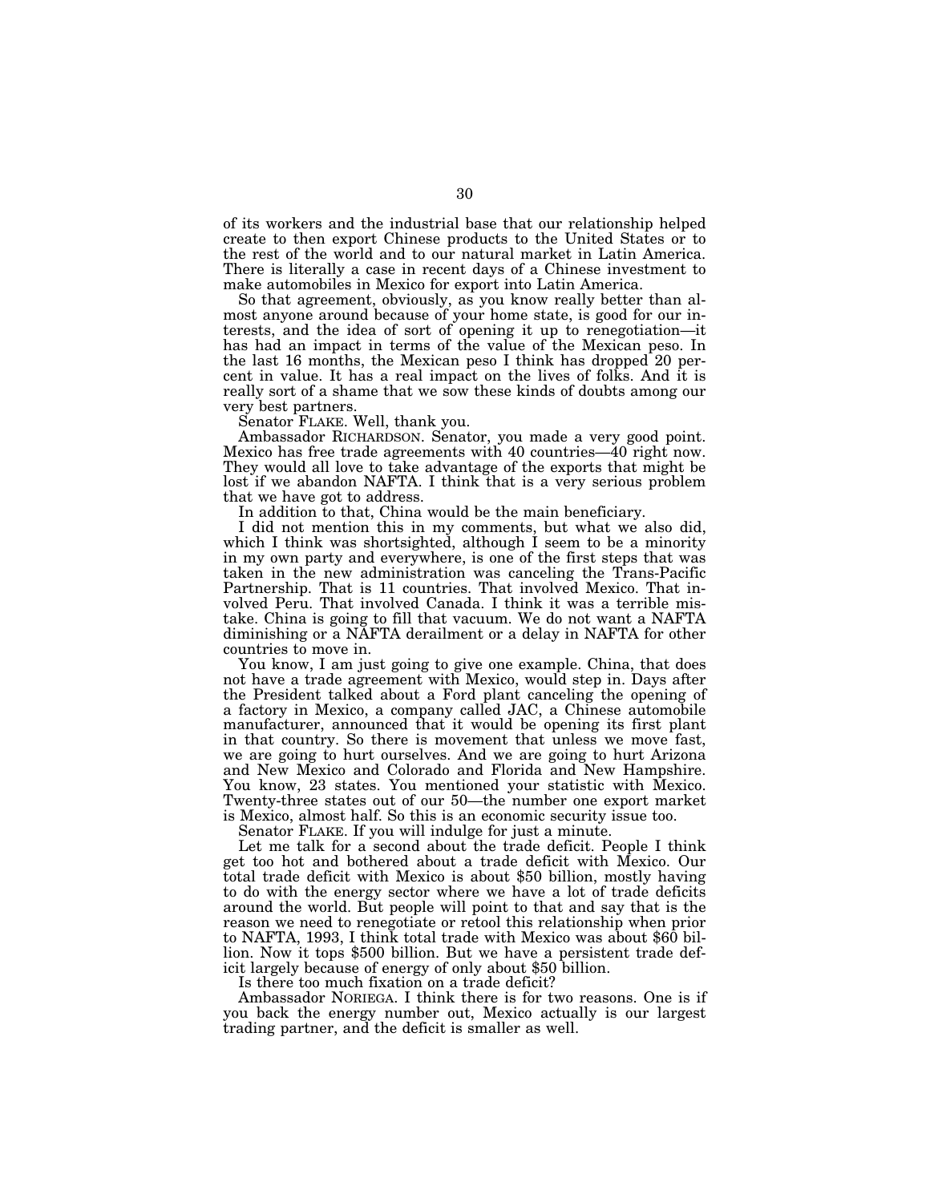of its workers and the industrial base that our relationship helped create to then export Chinese products to the United States or to the rest of the world and to our natural market in Latin America. There is literally a case in recent days of a Chinese investment to make automobiles in Mexico for export into Latin America.

So that agreement, obviously, as you know really better than almost anyone around because of your home state, is good for our interests, and the idea of sort of opening it up to renegotiation—it has had an impact in terms of the value of the Mexican peso. In the last 16 months, the Mexican peso I think has dropped 20 percent in value. It has a real impact on the lives of folks. And it is really sort of a shame that we sow these kinds of doubts among our very best partners.

Senator FLAKE. Well, thank you.

Ambassador RICHARDSON. Senator, you made a very good point. Mexico has free trade agreements with 40 countries—40 right now. They would all love to take advantage of the exports that might be lost if we abandon NAFTA. I think that is a very serious problem that we have got to address.

In addition to that, China would be the main beneficiary.

I did not mention this in my comments, but what we also did, which I think was shortsighted, although I seem to be a minority in my own party and everywhere, is one of the first steps that was taken in the new administration was canceling the Trans-Pacific Partnership. That is 11 countries. That involved Mexico. That involved Peru. That involved Canada. I think it was a terrible mistake. China is going to fill that vacuum. We do not want a NAFTA diminishing or a NAFTA derailment or a delay in NAFTA for other countries to move in.

You know, I am just going to give one example. China, that does not have a trade agreement with Mexico, would step in. Days after the President talked about a Ford plant canceling the opening of a factory in Mexico, a company called JAC, a Chinese automobile manufacturer, announced that it would be opening its first plant in that country. So there is movement that unless we move fast, we are going to hurt ourselves. And we are going to hurt Arizona and New Mexico and Colorado and Florida and New Hampshire. You know, 23 states. You mentioned your statistic with Mexico. Twenty-three states out of our 50—the number one export market is Mexico, almost half. So this is an economic security issue too.

Senator FLAKE. If you will indulge for just a minute.

Let me talk for a second about the trade deficit. People I think get too hot and bothered about a trade deficit with Mexico. Our total trade deficit with Mexico is about $50 billion, mostly having to do with the energy sector where we have a lot of trade deficits around the world. But people will point to that and say that is the reason we need to renegotiate or retool this relationship when prior to NAFTA, 1993, I think total trade with Mexico was about $60 billion. Now it tops $500 billion. But we have a persistent trade deficit largely because of energy of only about $50 billion.

Is there too much fixation on a trade deficit?

Ambassador NORIEGA. I think there is for two reasons. One is if you back the energy number out, Mexico actually is our largest trading partner, and the deficit is smaller as well.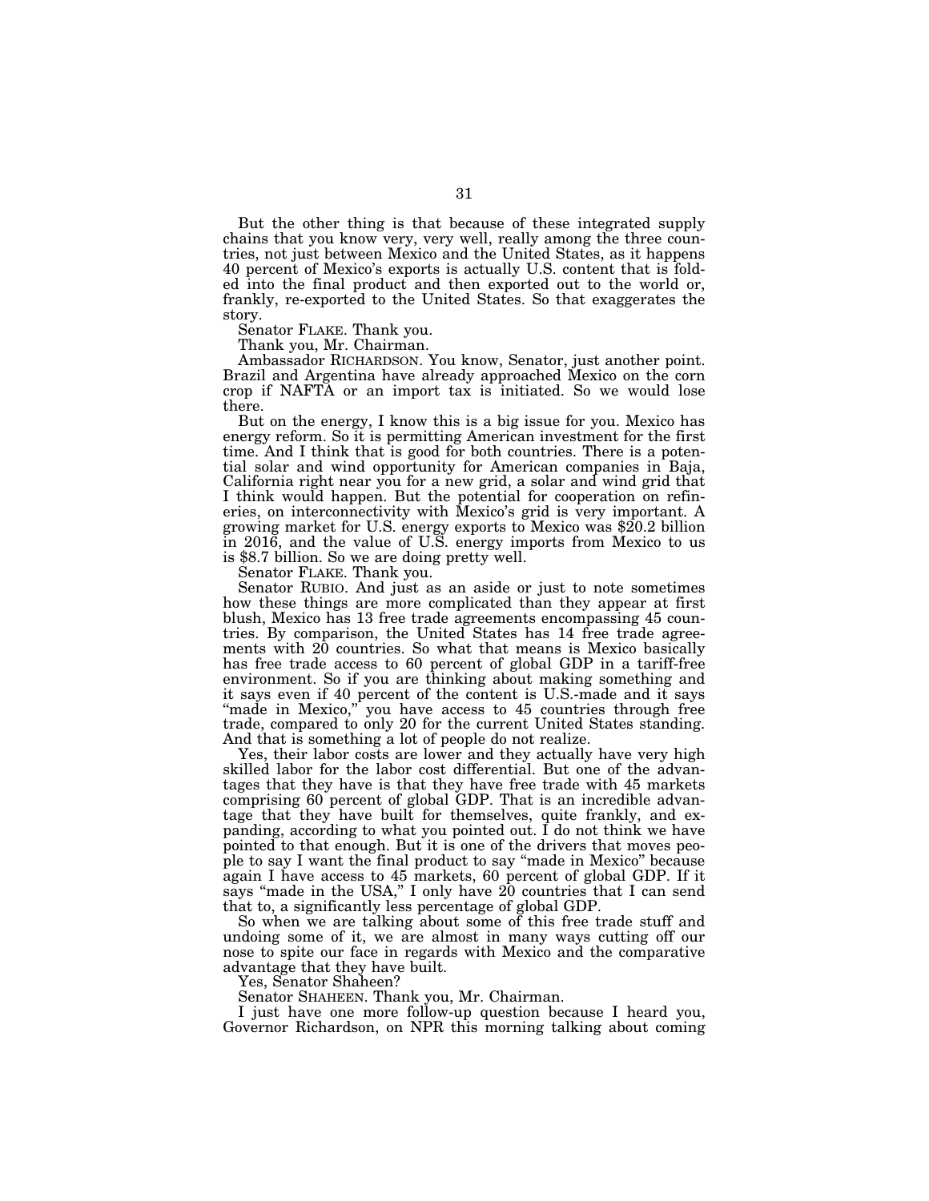But the other thing is that because of these integrated supply chains that you know very, very well, really among the three countries, not just between Mexico and the United States, as it happens 40 percent of Mexico's exports is actually U.S. content that is folded into the final product and then exported out to the world or, frankly, re-exported to the United States. So that exaggerates the story.

Senator FLAKE. Thank you.

Thank you, Mr. Chairman.

Ambassador RICHARDSON. You know, Senator, just another point. Brazil and Argentina have already approached Mexico on the corn crop if NAFTA or an import tax is initiated. So we would lose there.

But on the energy, I know this is a big issue for you. Mexico has energy reform. So it is permitting American investment for the first time. And I think that is good for both countries. There is a potential solar and wind opportunity for American companies in Baja, California right near you for a new grid, a solar and wind grid that I think would happen. But the potential for cooperation on refineries, on interconnectivity with Mexico's grid is very important. A growing market for U.S. energy exports to Mexico was $20.2 billion in 2016, and the value of U.S. energy imports from Mexico to us is $8.7 billion. So we are doing pretty well.

Senator FLAKE. Thank you.

Senator RUBIO. And just as an aside or just to note sometimes how these things are more complicated than they appear at first blush, Mexico has 13 free trade agreements encompassing 45 countries. By comparison, the United States has 14 free trade agreements with 20 countries. So what that means is Mexico basically has free trade access to 60 percent of global GDP in a tariff-free environment. So if you are thinking about making something and it says even if 40 percent of the content is U.S.-made and it says "made in Mexico," you have access to 45 countries through free trade, compared to only 20 for the current United States standing. And that is something a lot of people do not realize.

Yes, their labor costs are lower and they actually have very high skilled labor for the labor cost differential. But one of the advantages that they have is that they have free trade with 45 markets comprising 60 percent of global GDP. That is an incredible advantage that they have built for themselves, quite frankly, and expanding, according to what you pointed out. I do not think we have pointed to that enough. But it is one of the drivers that moves people to say I want the final product to say "made in Mexico" because again I have access to 45 markets, 60 percent of global GDP. If it says "made in the USA," I only have 20 countries that I can send that to, a significantly less percentage of global GDP.

So when we are talking about some of this free trade stuff and undoing some of it, we are almost in many ways cutting off our nose to spite our face in regards with Mexico and the comparative advantage that they have built.

Yes, Senator Shaheen?

Senator SHAHEEN. Thank you, Mr. Chairman.

I just have one more follow-up question because I heard you, Governor Richardson, on NPR this morning talking about coming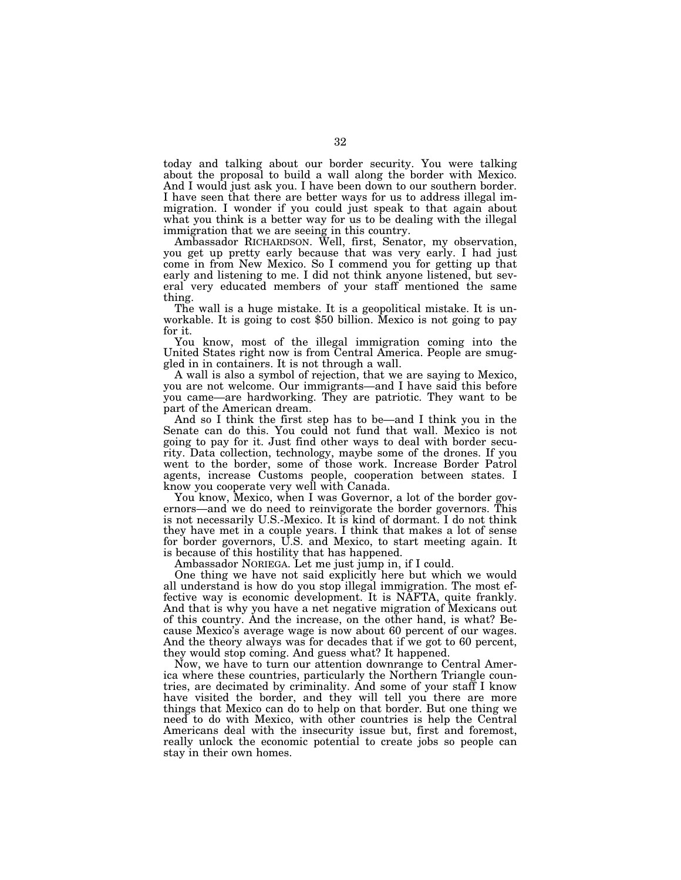today and talking about our border security. You were talking about the proposal to build a wall along the border with Mexico. And I would just ask you. I have been down to our southern border. I have seen that there are better ways for us to address illegal immigration. I wonder if you could just speak to that again about what you think is a better way for us to be dealing with the illegal immigration that we are seeing in this country.

Ambassador RICHARDSON. Well, first, Senator, my observation, you get up pretty early because that was very early. I had just come in from New Mexico. So I commend you for getting up that early and listening to me. I did not think anyone listened, but several very educated members of your staff mentioned the same thing.

The wall is a huge mistake. It is a geopolitical mistake. It is unworkable. It is going to cost $50 billion. Mexico is not going to pay for it.

You know, most of the illegal immigration coming into the United States right now is from Central America. People are smuggled in in containers. It is not through a wall.

A wall is also a symbol of rejection, that we are saying to Mexico, you are not welcome. Our immigrants—and I have said this before you came—are hardworking. They are patriotic. They want to be part of the American dream.

And so I think the first step has to be—and I think you in the Senate can do this. You could not fund that wall. Mexico is not going to pay for it. Just find other ways to deal with border security. Data collection, technology, maybe some of the drones. If you went to the border, some of those work. Increase Border Patrol agents, increase Customs people, cooperation between states. I know you cooperate very well with Canada.

You know, Mexico, when I was Governor, a lot of the border governors—and we do need to reinvigorate the border governors. This is not necessarily U.S.-Mexico. It is kind of dormant. I do not think they have met in a couple years. I think that makes a lot of sense for border governors, U.S. and Mexico, to start meeting again. It is because of this hostility that has happened.

Ambassador NORIEGA. Let me just jump in, if I could.

One thing we have not said explicitly here but which we would all understand is how do you stop illegal immigration. The most effective way is economic development. It is NAFTA, quite frankly. And that is why you have a net negative migration of Mexicans out of this country. And the increase, on the other hand, is what? Because Mexico's average wage is now about 60 percent of our wages. And the theory always was for decades that if we got to 60 percent, they would stop coming. And guess what? It happened.

Now, we have to turn our attention downrange to Central America where these countries, particularly the Northern Triangle countries, are decimated by criminality. And some of your staff I know have visited the border, and they will tell you there are more things that Mexico can do to help on that border. But one thing we need to do with Mexico, with other countries is help the Central Americans deal with the insecurity issue but, first and foremost, really unlock the economic potential to create jobs so people can stay in their own homes.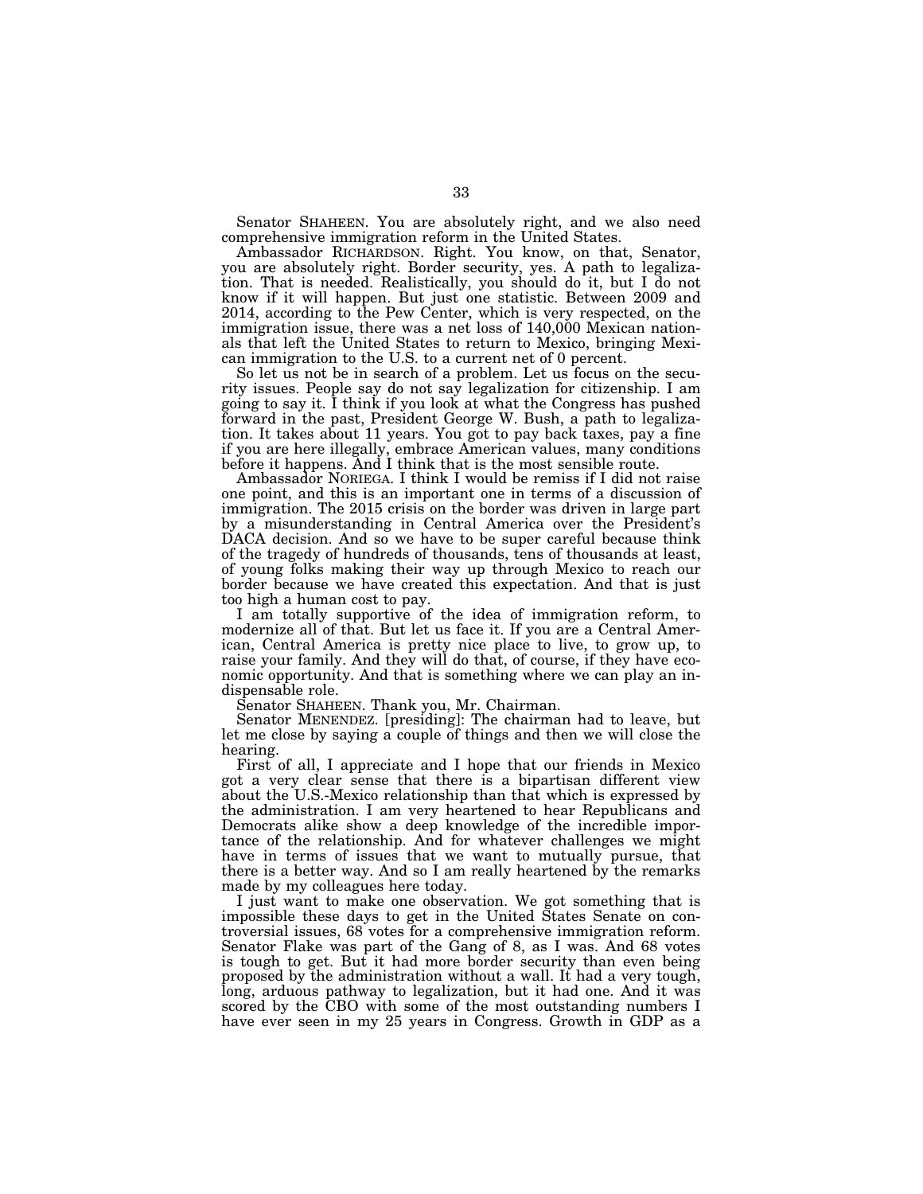Senator SHAHEEN. You are absolutely right, and we also need comprehensive immigration reform in the United States.

Ambassador RICHARDSON. Right. You know, on that, Senator, you are absolutely right. Border security, yes. A path to legalization. That is needed. Realistically, you should do it, but I do not know if it will happen. But just one statistic. Between 2009 and 2014, according to the Pew Center, which is very respected, on the immigration issue, there was a net loss of 140,000 Mexican nationals that left the United States to return to Mexico, bringing Mexican immigration to the U.S. to a current net of 0 percent.

So let us not be in search of a problem. Let us focus on the security issues. People say do not say legalization for citizenship. I am going to say it. I think if you look at what the Congress has pushed forward in the past, President George W. Bush, a path to legalization. It takes about 11 years. You got to pay back taxes, pay a fine if you are here illegally, embrace American values, many conditions before it happens. And I think that is the most sensible route.

Ambassador NORIEGA. I think I would be remiss if I did not raise one point, and this is an important one in terms of a discussion of immigration. The 2015 crisis on the border was driven in large part by a misunderstanding in Central America over the President's DACA decision. And so we have to be super careful because think of the tragedy of hundreds of thousands, tens of thousands at least, of young folks making their way up through Mexico to reach our border because we have created this expectation. And that is just too high a human cost to pay.

I am totally supportive of the idea of immigration reform, to modernize all of that. But let us face it. If you are a Central American, Central America is pretty nice place to live, to grow up, to raise your family. And they will do that, of course, if they have economic opportunity. And that is something where we can play an indispensable role.

Senator SHAHEEN. Thank you, Mr. Chairman.

Senator MENENDEZ. [presiding]: The chairman had to leave, but let me close by saying a couple of things and then we will close the hearing.

First of all, I appreciate and I hope that our friends in Mexico got a very clear sense that there is a bipartisan different view about the U.S.-Mexico relationship than that which is expressed by the administration. I am very heartened to hear Republicans and Democrats alike show a deep knowledge of the incredible importance of the relationship. And for whatever challenges we might have in terms of issues that we want to mutually pursue, that there is a better way. And so I am really heartened by the remarks made by my colleagues here today.

I just want to make one observation. We got something that is impossible these days to get in the United States Senate on controversial issues, 68 votes for a comprehensive immigration reform. Senator Flake was part of the Gang of 8, as I was. And 68 votes is tough to get. But it had more border security than even being proposed by the administration without a wall. It had a very tough, long, arduous pathway to legalization, but it had one. And it was scored by the CBO with some of the most outstanding numbers I have ever seen in my 25 years in Congress. Growth in GDP as a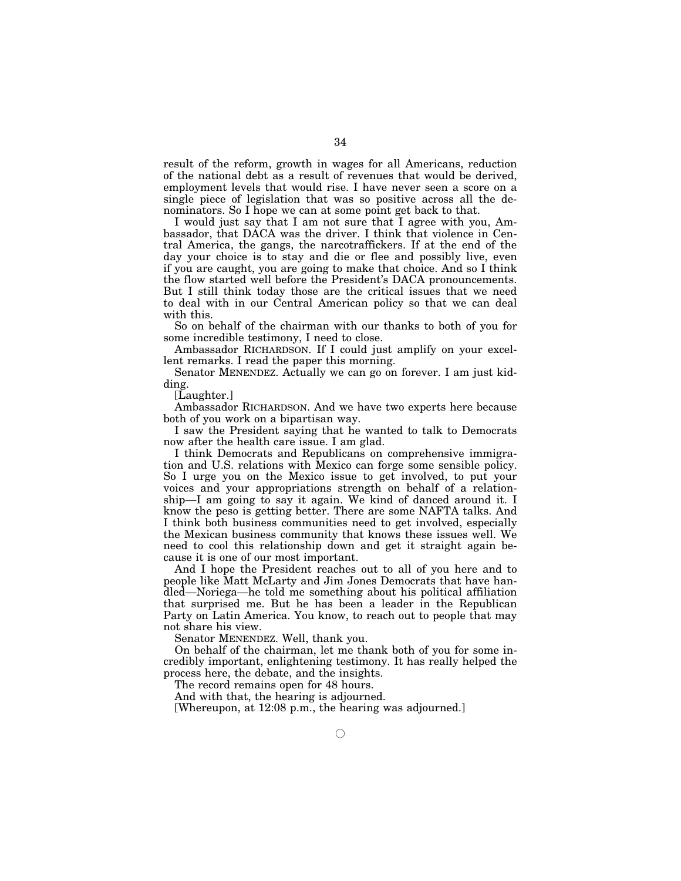result of the reform, growth in wages for all Americans, reduction of the national debt as a result of revenues that would be derived, employment levels that would rise. I have never seen a score on a single piece of legislation that was so positive across all the denominators. So I hope we can at some point get back to that.

I would just say that I am not sure that I agree with you, Ambassador, that DACA was the driver. I think that violence in Central America, the gangs, the narcotraffickers. If at the end of the day your choice is to stay and die or flee and possibly live, even if you are caught, you are going to make that choice. And so I think the flow started well before the President's DACA pronouncements. But I still think today those are the critical issues that we need to deal with in our Central American policy so that we can deal with this.

So on behalf of the chairman with our thanks to both of you for some incredible testimony, I need to close.

Ambassador RICHARDSON. If I could just amplify on your excellent remarks. I read the paper this morning.

Senator MENENDEZ. Actually we can go on forever. I am just kidding.

[Laughter.]

Ambassador RICHARDSON. And we have two experts here because both of you work on a bipartisan way.

I saw the President saying that he wanted to talk to Democrats now after the health care issue. I am glad.

I think Democrats and Republicans on comprehensive immigration and U.S. relations with Mexico can forge some sensible policy. So I urge you on the Mexico issue to get involved, to put your voices and your appropriations strength on behalf of a relationship—I am going to say it again. We kind of danced around it. I know the peso is getting better. There are some NAFTA talks. And I think both business communities need to get involved, especially the Mexican business community that knows these issues well. We need to cool this relationship down and get it straight again because it is one of our most important.

And I hope the President reaches out to all of you here and to people like Matt McLarty and Jim Jones Democrats that have handled—Noriega—he told me something about his political affiliation that surprised me. But he has been a leader in the Republican Party on Latin America. You know, to reach out to people that may not share his view.

Senator MENENDEZ. Well, thank you.

On behalf of the chairman, let me thank both of you for some incredibly important, enlightening testimony. It has really helped the process here, the debate, and the insights.

The record remains open for 48 hours.

And with that, the hearing is adjourned.

[Whereupon, at 12:08 p.m., the hearing was adjourned.]

○